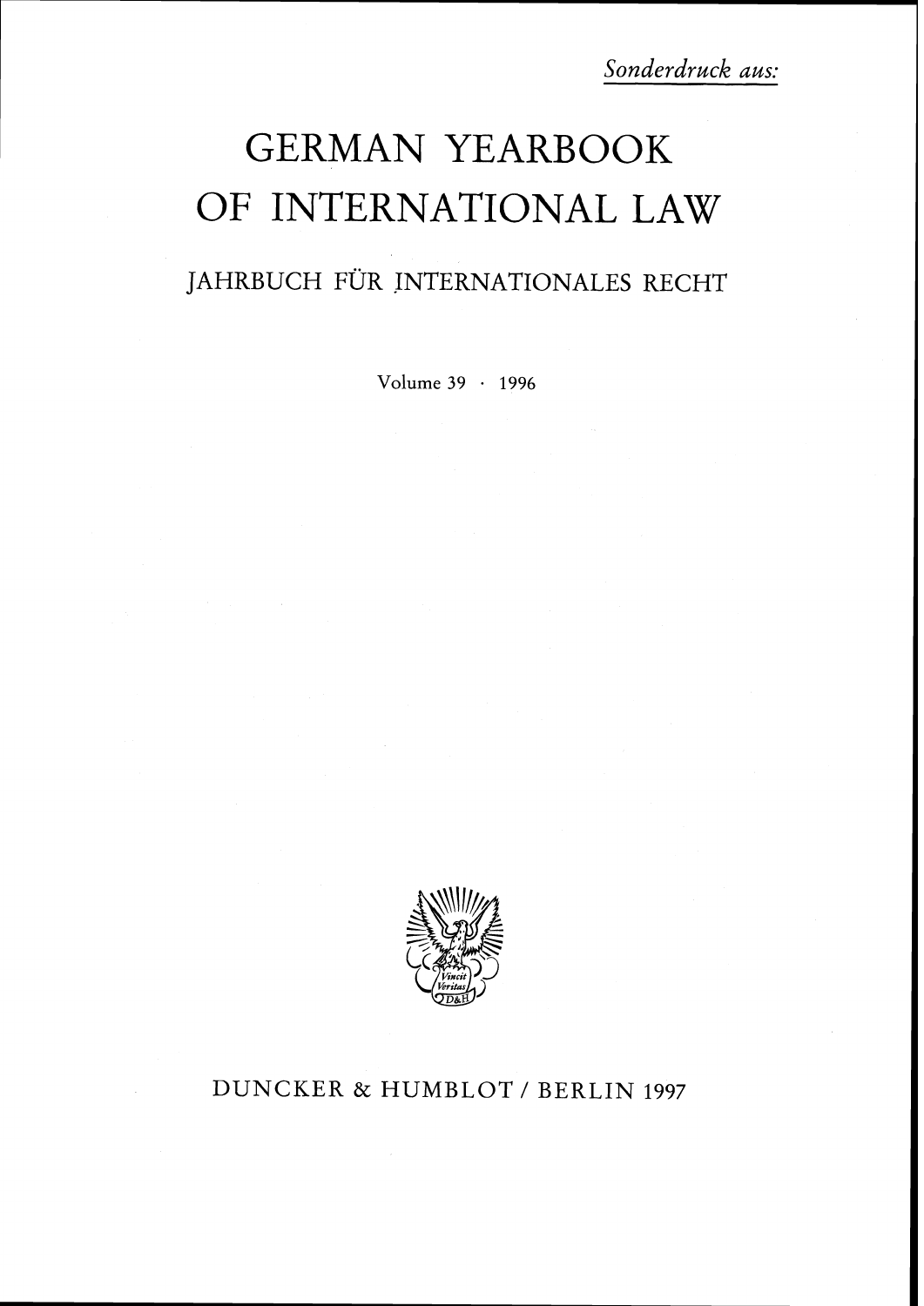*Sonderdruck aus:*

# GERMAN YEARBOOK OF INTERNATIONAL LAW

## JAHRBUCH FÜR INTERNATIONALES RECHT

Volume 39 · 1996

DUNCKER & HUMBLOT / BERLIN 1997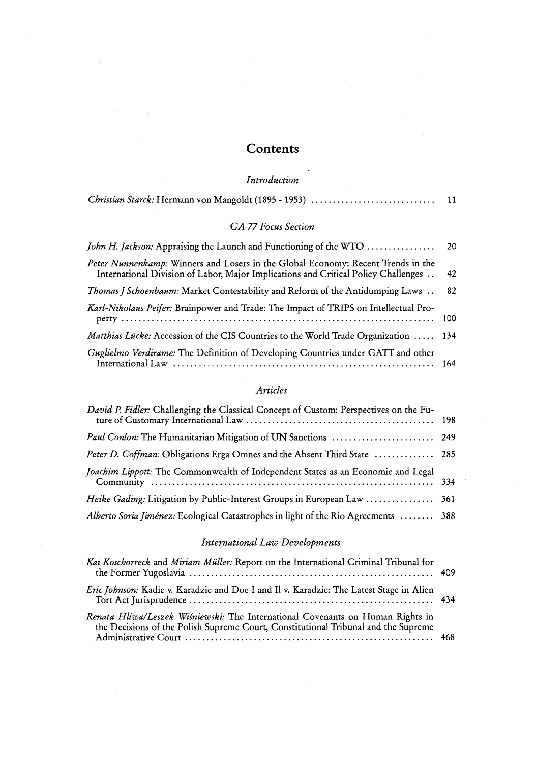# Contents

## *Introduction*

*Christian Starck:* Hermann von Mangoldt (1895 - 1953) .............................. 11

## *GA 77 Focus Section*

*John H. Jackson:* Appraising the Launch and Functioning of the WTO ................ 20

*Peter Nunnenkamp:* Winners and Losers in the Global Economy: Recent Trends in the International Division of Labor, Major Implications and Critical Policy Challenges .. 42

*Thomas J Schoenbaum:* Market Contestability and Reform of the Antidumping Laws .. 82

*Karl-Nikolaus Peifer:* Brainpower and Trade: The Impact of TRIPS on Intellectual Property ........................................................................ 100

*Matthias Lücke:* Accession of the CIS Countries to the World Trade Organization ..... 134

*Guglielmo Verdirame:* The Definition of Developing Countries under GATT and other International Law ............................................................. 164

## *Articles*

*David P. Fidler:* Challenging the Classical Concept of Custom: Perspectives on the Future of Customary International Law ............................................ 198

*Paul Conlon:* The Humanitarian Mitigation of UN Sanctions ........................ 249

*Peter D. Coffman:* Obligations Erga Omnes and the Absent Third State ............. 285

*Joachim Lippott:* The Commonwealth of Independent States as an Economic and Legal Community ................................................................. 334

*Heike Gading:* Litigation by Public-Interest Groups in European Law ................ 361

*Alberto Soria Jiménez:* Ecological Catastrophes in light of the Rio Agreements ........ 388

## *International Law Developments*

*Kai Koschorreck* and *Miriam Müller:* Report on the International Criminal Tribunal for the Former Yugoslavia .......................................................... 409

*Eric Johnson:* Kadic v. Karadzic and Doe I and II v. Karadzic: The Latest Stage in Alien Tort Act Jurisprudence ......................................................... 434

*Renata Hliwa/Leszek Wiśniewski:* The International Covenants on Human Rights in the Decisions of the Polish Supreme Court, Constitutional Tribunal and the Supreme Administrative Court ......................................................... 468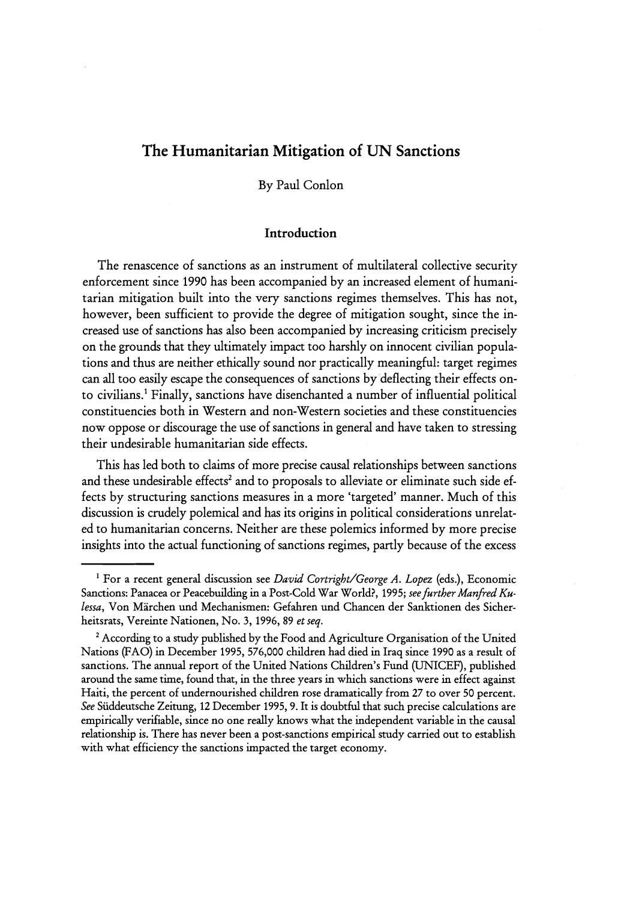# The Humanitarian Mitigation of UN Sanctions

By Paul Conlon

## Introduction

The renascence of sanctions as an instrument of multilateral collective security enforcement since 1990 has been accompanied by an increased element of humanitarian mitigation built into the very sanctions regimes themselves. This has not, however, been sufficient to provide the degree of mitigation sought, since the increased use of sanctions has also been accompanied by increasing criticism precisely on the grounds that they ultimately impact too harshly on innocent civilian populations and thus are neither ethically sound nor practically meaningful: target regimes can all too easily escape the consequences of sanctions by deflecting their effects onto civilians.[1] Finally, sanctions have disenchanted a number of influential political constituencies both in Western and non-Western societies and these constituencies now oppose or discourage the use of sanctions in general and have taken to stressing their undesirable humanitarian side effects.

This has led both to claims of more precise causal relationships between sanctions and these undesirable effects[2] and to proposals to alleviate or eliminate such side effects by structuring sanctions measures in a more 'targeted' manner. Much of this discussion is crudely polemical and has its origins in political considerations unrelated to humanitarian concerns. Neither are these polemics informed by more precise insights into the actual functioning of sanctions regimes, partly because of the excess

---

[1] For a recent general discussion see *David Cortright/George A. Lopez* (eds.), Economic Sanctions: Panacea or Peacebuilding in a Post-Cold War World?, 1995; *see further Manfred Kulessa*, Von Märchen und Mechanismen: Gefahren und Chancen der Sanktionen des Sicherheitsrats, Vereinte Nationen, No. 3, 1996, 89 *et seq.*

[2] According to a study published by the Food and Agriculture Organisation of the United Nations (FAO) in December 1995, 576,000 children had died in Iraq since 1990 as a result of sanctions. The annual report of the United Nations Children's Fund (UNICEF), published around the same time, found that, in the three years in which sanctions were in effect against Haiti, the percent of undernourished children rose dramatically from 27 to over 50 percent. *See* Süddeutsche Zeitung, 12 December 1995, 9. It is doubtful that such precise calculations are empirically verifiable, since no one really knows what the independent variable in the causal relationship is. There has never been a post-sanctions empirical study carried out to establish with what efficiency the sanctions impacted the target economy.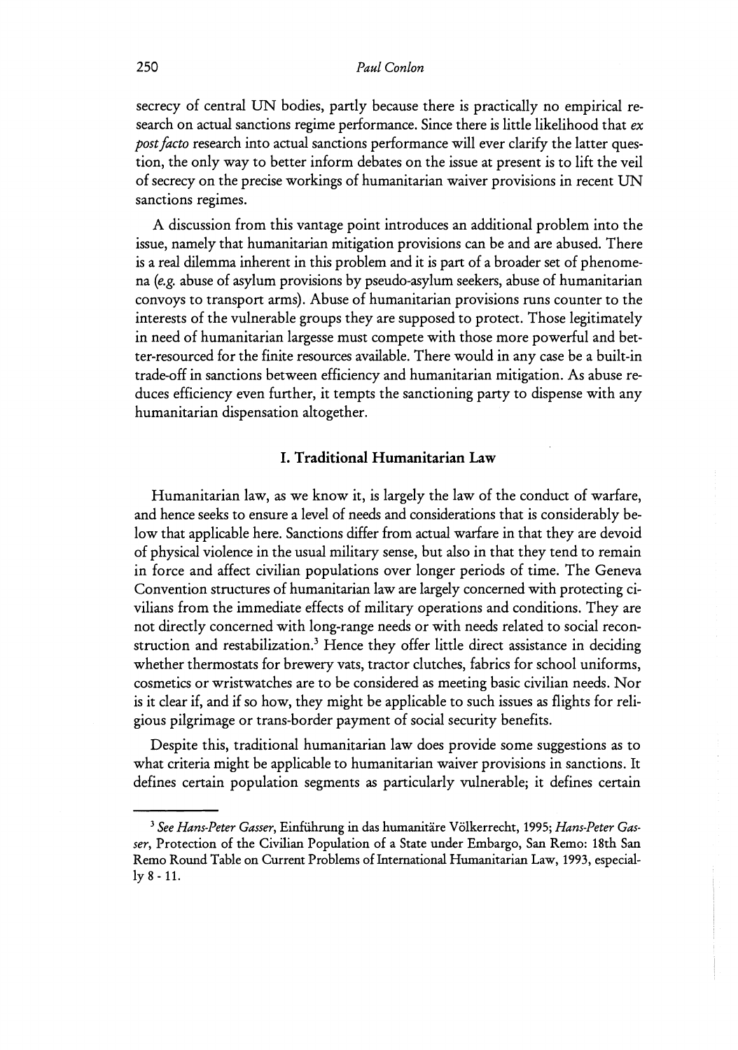secrecy of central UN bodies, partly because there is practically no empirical research on actual sanctions regime performance. Since there is little likelihood that *ex post facto* research into actual sanctions performance will ever clarify the latter question, the only way to better inform debates on the issue at present is to lift the veil of secrecy on the precise workings of humanitarian waiver provisions in recent UN sanctions regimes.

A discussion from this vantage point introduces an additional problem into the issue, namely that humanitarian mitigation provisions can be and are abused. There is a real dilemma inherent in this problem and it is part of a broader set of phenomena (*e.g.* abuse of asylum provisions by pseudo-asylum seekers, abuse of humanitarian convoys to transport arms). Abuse of humanitarian provisions runs counter to the interests of the vulnerable groups they are supposed to protect. Those legitimately in need of humanitarian largesse must compete with those more powerful and better-resourced for the finite resources available. There would in any case be a built-in trade-off in sanctions between efficiency and humanitarian mitigation. As abuse reduces efficiency even further, it tempts the sanctioning party to dispense with any humanitarian dispensation altogether.

## I. Traditional Humanitarian Law

Humanitarian law, as we know it, is largely the law of the conduct of warfare, and hence seeks to ensure a level of needs and considerations that is considerably below that applicable here. Sanctions differ from actual warfare in that they are devoid of physical violence in the usual military sense, but also in that they tend to remain in force and affect civilian populations over longer periods of time. The Geneva Convention structures of humanitarian law are largely concerned with protecting civilians from the immediate effects of military operations and conditions. They are not directly concerned with long-range needs or with needs related to social reconstruction and restabilization.[3] Hence they offer little direct assistance in deciding whether thermostats for brewery vats, tractor clutches, fabrics for school uniforms, cosmetics or wristwatches are to be considered as meeting basic civilian needs. Nor is it clear if, and if so how, they might be applicable to such issues as flights for religious pilgrimage or trans-border payment of social security benefits.

Despite this, traditional humanitarian law does provide some suggestions as to what criteria might be applicable to humanitarian waiver provisions in sanctions. It defines certain population segments as particularly vulnerable; it defines certain

---

[3] *See Hans-Peter Gasser*, Einführung in das humanitäre Völkerrecht, 1995; *Hans-Peter Gasser*, Protection of the Civilian Population of a State under Embargo, San Remo: 18th San Remo Round Table on Current Problems of International Humanitarian Law, 1993, especially 8 - 11.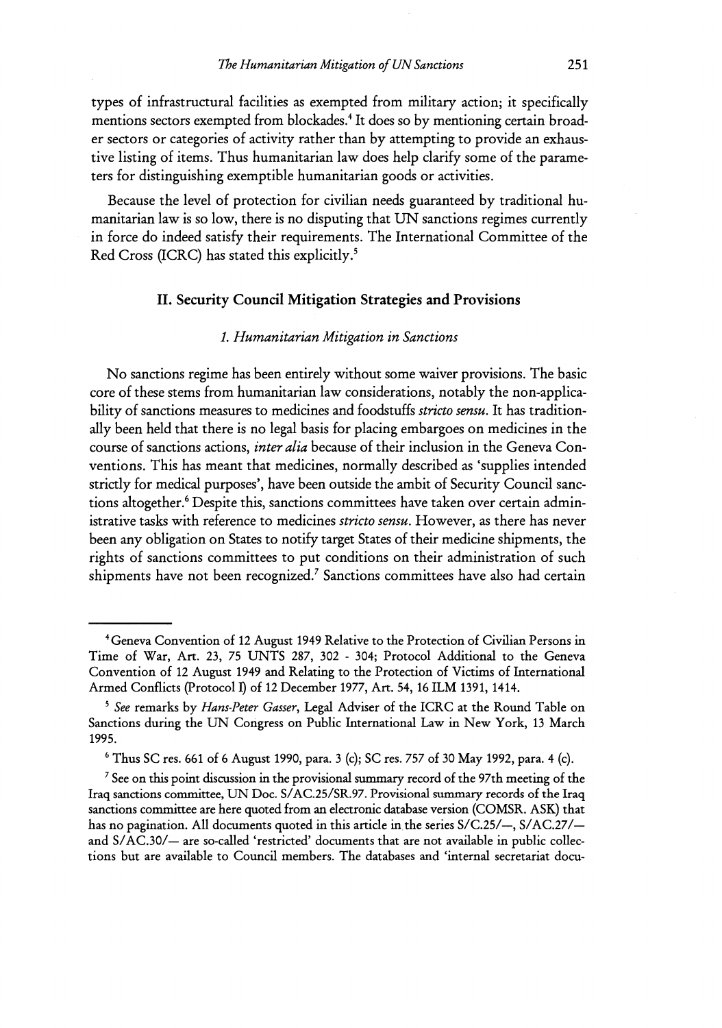types of infrastructural facilities as exempted from military action; it specifically mentions sectors exempted from blockades.[4] It does so by mentioning certain broader sectors or categories of activity rather than by attempting to provide an exhaustive listing of items. Thus humanitarian law does help clarify some of the parameters for distinguishing exemptible humanitarian goods or activities.

Because the level of protection for civilian needs guaranteed by traditional humanitarian law is so low, there is no disputing that UN sanctions regimes currently in force do indeed satisfy their requirements. The International Committee of the Red Cross (ICRC) has stated this explicitly.[5]

## II. Security Council Mitigation Strategies and Provisions

### 1. Humanitarian Mitigation in Sanctions

No sanctions regime has been entirely without some waiver provisions. The basic core of these stems from humanitarian law considerations, notably the non-applicability of sanctions measures to medicines and foodstuffs *stricto sensu*. It has traditionally been held that there is no legal basis for placing embargoes on medicines in the course of sanctions actions, *inter alia* because of their inclusion in the Geneva Conventions. This has meant that medicines, normally described as 'supplies intended strictly for medical purposes', have been outside the ambit of Security Council sanctions altogether.[6] Despite this, sanctions committees have taken over certain administrative tasks with reference to medicines *stricto sensu*. However, as there has never been any obligation on States to notify target States of their medicine shipments, the rights of sanctions committees to put conditions on their administration of such shipments have not been recognized.[7] Sanctions committees have also had certain

---

[4] Geneva Convention of 12 August 1949 Relative to the Protection of Civilian Persons in Time of War, Art. 23, 75 UNTS 287, 302 - 304; Protocol Additional to the Geneva Convention of 12 August 1949 and Relating to the Protection of Victims of International Armed Conflicts (Protocol I) of 12 December 1977, Art. 54, 16 ILM 1391, 1414.

[5] *See* remarks by *Hans-Peter Gasser*, Legal Adviser of the ICRC at the Round Table on Sanctions during the UN Congress on Public International Law in New York, 13 March 1995.

[6] Thus SC res. 661 of 6 August 1990, para. 3 (c); SC res. 757 of 30 May 1992, para. 4 (c).

[7] See on this point discussion in the provisional summary record of the 97th meeting of the Iraq sanctions committee, UN Doc. S/AC.25/SR.97. Provisional summary records of the Iraq sanctions committee are here quoted from an electronic database version (COMSR. ASK) that has no pagination. All documents quoted in this article in the series S/C.25/—, S/AC.27/— and S/AC.30/— are so-called 'restricted' documents that are not available in public collections but are available to Council members. The databases and 'internal secretariat docu-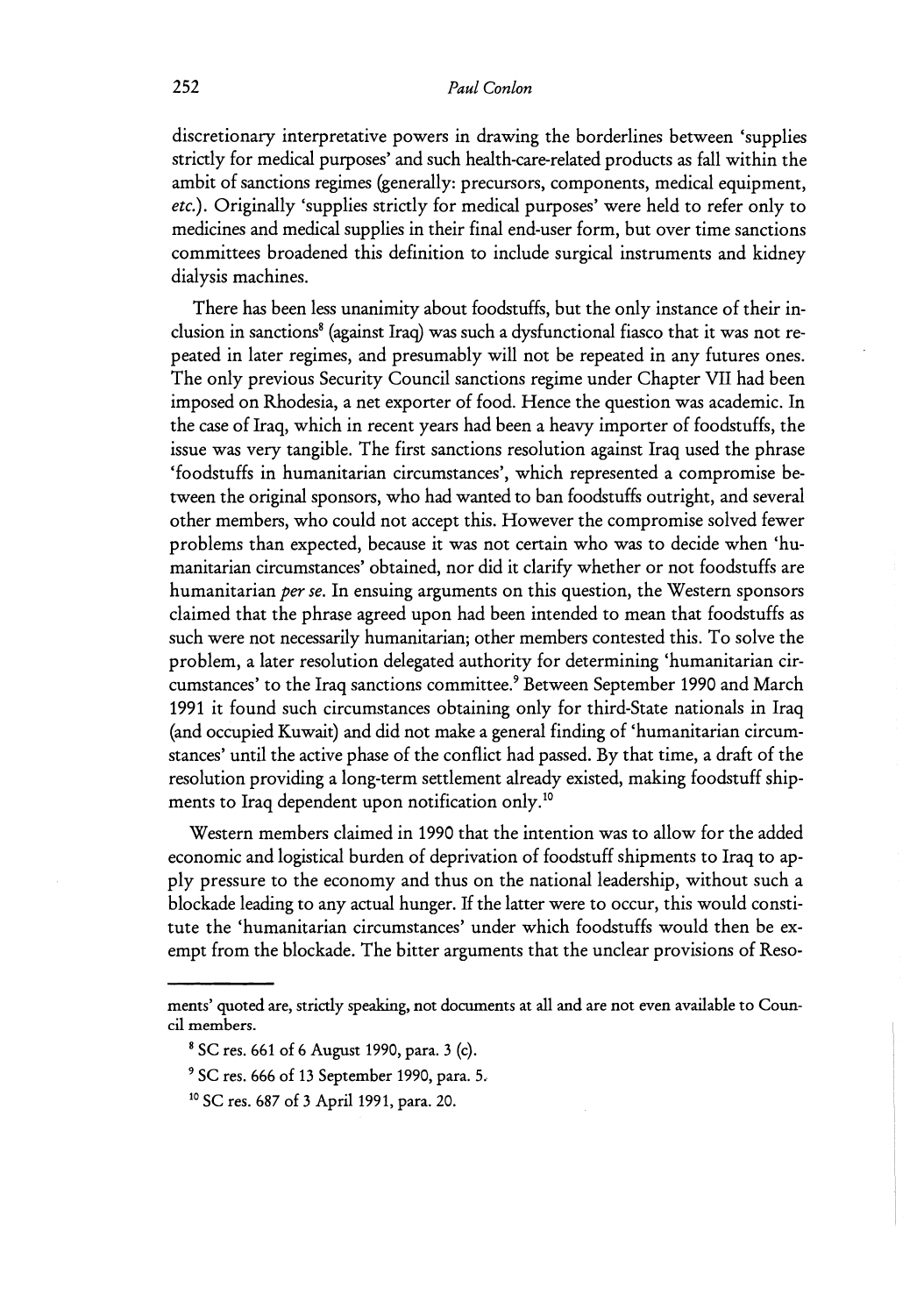discretionary interpretative powers in drawing the borderlines between 'supplies strictly for medical purposes' and such health-care-related products as fall within the ambit of sanctions regimes (generally: precursors, components, medical equipment, *etc.*). Originally 'supplies strictly for medical purposes' were held to refer only to medicines and medical supplies in their final end-user form, but over time sanctions committees broadened this definition to include surgical instruments and kidney dialysis machines.

There has been less unanimity about foodstuffs, but the only instance of their inclusion in sanctions[8] (against Iraq) was such a dysfunctional fiasco that it was not repeated in later regimes, and presumably will not be repeated in any futures ones. The only previous Security Council sanctions regime under Chapter VII had been imposed on Rhodesia, a net exporter of food. Hence the question was academic. In the case of Iraq, which in recent years had been a heavy importer of foodstuffs, the issue was very tangible. The first sanctions resolution against Iraq used the phrase 'foodstuffs in humanitarian circumstances', which represented a compromise between the original sponsors, who had wanted to ban foodstuffs outright, and several other members, who could not accept this. However the compromise solved fewer problems than expected, because it was not certain who was to decide when 'humanitarian circumstances' obtained, nor did it clarify whether or not foodstuffs are humanitarian *per se*. In ensuing arguments on this question, the Western sponsors claimed that the phrase agreed upon had been intended to mean that foodstuffs as such were not necessarily humanitarian; other members contested this. To solve the problem, a later resolution delegated authority for determining 'humanitarian circumstances' to the Iraq sanctions committee.[9] Between September 1990 and March 1991 it found such circumstances obtaining only for third-State nationals in Iraq (and occupied Kuwait) and did not make a general finding of 'humanitarian circumstances' until the active phase of the conflict had passed. By that time, a draft of the resolution providing a long-term settlement already existed, making foodstuff shipments to Iraq dependent upon notification only.[10]

Western members claimed in 1990 that the intention was to allow for the added economic and logistical burden of deprivation of foodstuff shipments to Iraq to apply pressure to the economy and thus on the national leadership, without such a blockade leading to any actual hunger. If the latter were to occur, this would constitute the 'humanitarian circumstances' under which foodstuffs would then be exempt from the blockade. The bitter arguments that the unclear provisions of Reso-

---

ments' quoted are, strictly speaking, not documents at all and are not even available to Council members.

[8] SC res. 661 of 6 August 1990, para. 3 (c).

[9] SC res. 666 of 13 September 1990, para. 5.

[10] SC res. 687 of 3 April 1991, para. 20.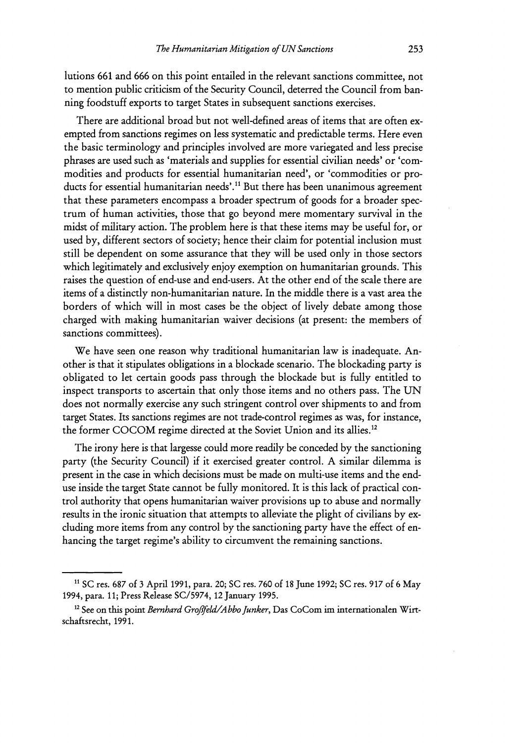lutions 661 and 666 on this point entailed in the relevant sanctions committee, not to mention public criticism of the Security Council, deterred the Council from banning foodstuff exports to target States in subsequent sanctions exercises.

There are additional broad but not well-defined areas of items that are often exempted from sanctions regimes on less systematic and predictable terms. Here even the basic terminology and principles involved are more variegated and less precise phrases are used such as 'materials and supplies for essential civilian needs' or 'commodities and products for essential humanitarian need', or 'commodities or products for essential humanitarian needs'.[11] But there has been unanimous agreement that these parameters encompass a broader spectrum of goods for a broader spectrum of human activities, those that go beyond mere momentary survival in the midst of military action. The problem here is that these items may be useful for, or used by, different sectors of society; hence their claim for potential inclusion must still be dependent on some assurance that they will be used only in those sectors which legitimately and exclusively enjoy exemption on humanitarian grounds. This raises the question of end-use and end-users. At the other end of the scale there are items of a distinctly non-humanitarian nature. In the middle there is a vast area the borders of which will in most cases be the object of lively debate among those charged with making humanitarian waiver decisions (at present: the members of sanctions committees).

We have seen one reason why traditional humanitarian law is inadequate. Another is that it stipulates obligations in a blockade scenario. The blockading party is obligated to let certain goods pass through the blockade but is fully entitled to inspect transports to ascertain that only those items and no others pass. The UN does not normally exercise any such stringent control over shipments to and from target States. Its sanctions regimes are not trade-control regimes as was, for instance, the former COCOM regime directed at the Soviet Union and its allies.[12]

The irony here is that largesse could more readily be conceded by the sanctioning party (the Security Council) if it exercised greater control. A similar dilemma is present in the case in which decisions must be made on multi-use items and the end-use inside the target State cannot be fully monitored. It is this lack of practical control authority that opens humanitarian waiver provisions up to abuse and normally results in the ironic situation that attempts to alleviate the plight of civilians by excluding more items from any control by the sanctioning party have the effect of enhancing the target regime's ability to circumvent the remaining sanctions.

---

[11] SC res. 687 of 3 April 1991, para. 20; SC res. 760 of 18 June 1992; SC res. 917 of 6 May 1994, para. 11; Press Release SC/5974, 12 January 1995.

[12] See on this point *Bernhard Großfeld/Abbo Junker*, Das CoCom im internationalen Wirtschaftsrecht, 1991.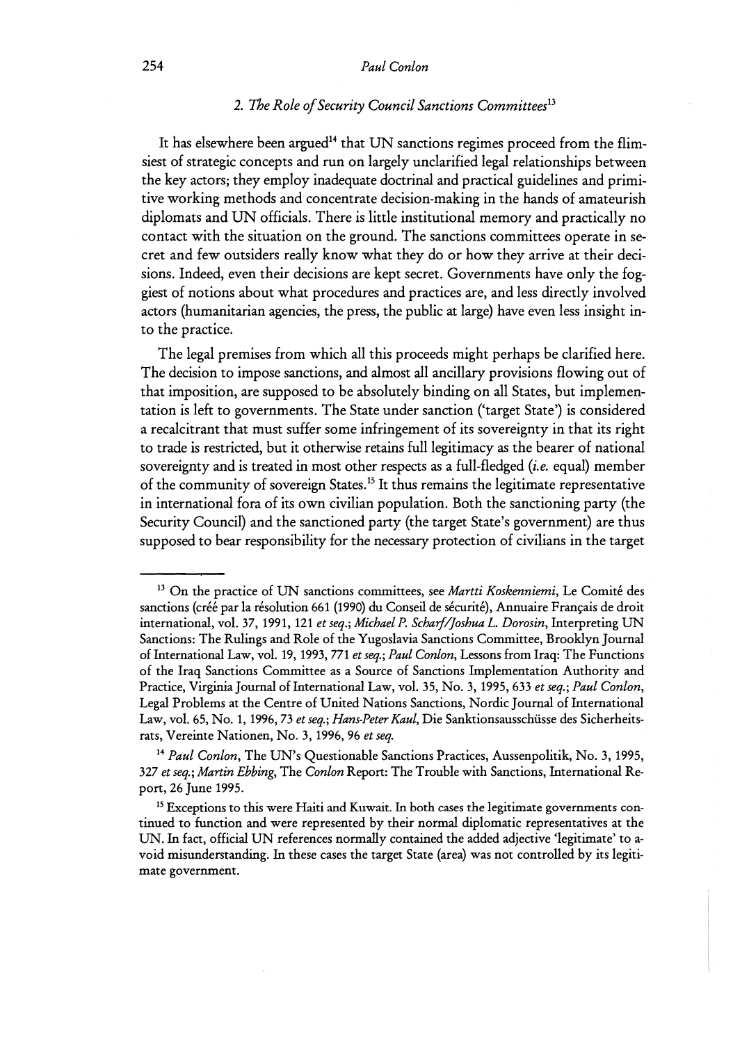### 2. *The Role of Security Council Sanctions Committees*[13]

It has elsewhere been argued[14] that UN sanctions regimes proceed from the flimsiest of strategic concepts and run on largely unclarified legal relationships between the key actors; they employ inadequate doctrinal and practical guidelines and primitive working methods and concentrate decision-making in the hands of amateurish diplomats and UN officials. There is little institutional memory and practically no contact with the situation on the ground. The sanctions committees operate in secret and few outsiders really know what they do or how they arrive at their decisions. Indeed, even their decisions are kept secret. Governments have only the foggiest of notions about what procedures and practices are, and less directly involved actors (humanitarian agencies, the press, the public at large) have even less insight into the practice.

The legal premises from which all this proceeds might perhaps be clarified here. The decision to impose sanctions, and almost all ancillary provisions flowing out of that imposition, are supposed to be absolutely binding on all States, but implementation is left to governments. The State under sanction ('target State') is considered a recalcitrant that must suffer some infringement of its sovereignty in that its right to trade is restricted, but it otherwise retains full legitimacy as the bearer of national sovereignty and is treated in most other respects as a full-fledged (*i.e.* equal) member of the community of sovereign States.[15] It thus remains the legitimate representative in international fora of its own civilian population. Both the sanctioning party (the Security Council) and the sanctioned party (the target State's government) are thus supposed to bear responsibility for the necessary protection of civilians in the target

---

[13] On the practice of UN sanctions committees, see *Martti Koskenniemi*, Le Comité des sanctions (créé par la résolution 661 (1990) du Conseil de sécurité), Annuaire Français de droit international, vol. 37, 1991, 121 *et seq.*; *Michael P. Scharf/Joshua L. Dorosin*, Interpreting UN Sanctions: The Rulings and Role of the Yugoslavia Sanctions Committee, Brooklyn Journal of International Law, vol. 19, 1993, 771 *et seq.*; *Paul Conlon*, Lessons from Iraq: The Functions of the Iraq Sanctions Committee as a Source of Sanctions Implementation Authority and Practice, Virginia Journal of International Law, vol. 35, No. 3, 1995, 633 *et seq.*; *Paul Conlon*, Legal Problems at the Centre of United Nations Sanctions, Nordic Journal of International Law, vol. 65, No. 1, 1996, 73 *et seq.*; *Hans-Peter Kaul*, Die Sanktionsausschüsse des Sicherheitsrats, Vereinte Nationen, No. 3, 1996, 96 *et seq.*

[14] *Paul Conlon*, The UN's Questionable Sanctions Practices, Aussenpolitik, No. 3, 1995, 327 *et seq.*; *Martin Ebbing*, The *Conlon* Report: The Trouble with Sanctions, International Report, 26 June 1995.

[15] Exceptions to this were Haiti and Kuwait. In both cases the legitimate governments continued to function and were represented by their normal diplomatic representatives at the UN. In fact, official UN references normally contained the added adjective 'legitimate' to avoid misunderstanding. In these cases the target State (area) was not controlled by its legitimate government.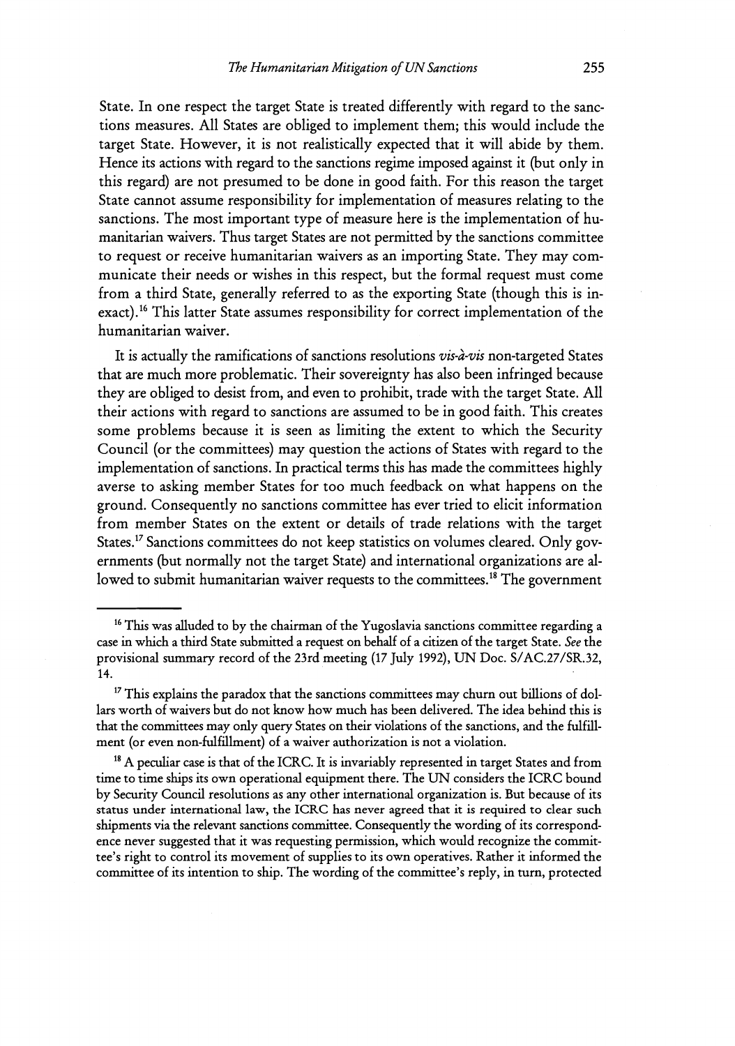State. In one respect the target State is treated differently with regard to the sanctions measures. All States are obliged to implement them; this would include the target State. However, it is not realistically expected that it will abide by them. Hence its actions with regard to the sanctions regime imposed against it (but only in this regard) are not presumed to be done in good faith. For this reason the target State cannot assume responsibility for implementation of measures relating to the sanctions. The most important type of measure here is the implementation of humanitarian waivers. Thus target States are not permitted by the sanctions committee to request or receive humanitarian waivers as an importing State. They may communicate their needs or wishes in this respect, but the formal request must come from a third State, generally referred to as the exporting State (though this is inexact).[16] This latter State assumes responsibility for correct implementation of the humanitarian waiver.

It is actually the ramifications of sanctions resolutions *vis-à-vis* non-targeted States that are much more problematic. Their sovereignty has also been infringed because they are obliged to desist from, and even to prohibit, trade with the target State. All their actions with regard to sanctions are assumed to be in good faith. This creates some problems because it is seen as limiting the extent to which the Security Council (or the committees) may question the actions of States with regard to the implementation of sanctions. In practical terms this has made the committees highly averse to asking member States for too much feedback on what happens on the ground. Consequently no sanctions committee has ever tried to elicit information from member States on the extent or details of trade relations with the target States.[17] Sanctions committees do not keep statistics on volumes cleared. Only governments (but normally not the target State) and international organizations are allowed to submit humanitarian waiver requests to the committees.[18] The government

---

[16] This was alluded to by the chairman of the Yugoslavia sanctions committee regarding a case in which a third State submitted a request on behalf of a citizen of the target State. *See* the provisional summary record of the 23rd meeting (17 July 1992), UN Doc. S/AC.27/SR.32, 14.

[17] This explains the paradox that the sanctions committees may churn out billions of dollars worth of waivers but do not know how much has been delivered. The idea behind this is that the committees may only query States on their violations of the sanctions, and the fulfillment (or even non-fulfillment) of a waiver authorization is not a violation.

[18] A peculiar case is that of the ICRC. It is invariably represented in target States and from time to time ships its own operational equipment there. The UN considers the ICRC bound by Security Council resolutions as any other international organization is. But because of its status under international law, the ICRC has never agreed that it is required to clear such shipments via the relevant sanctions committee. Consequently the wording of its correspondence never suggested that it was requesting permission, which would recognize the committee's right to control its movement of supplies to its own operatives. Rather it informed the committee of its intention to ship. The wording of the committee's reply, in turn, protected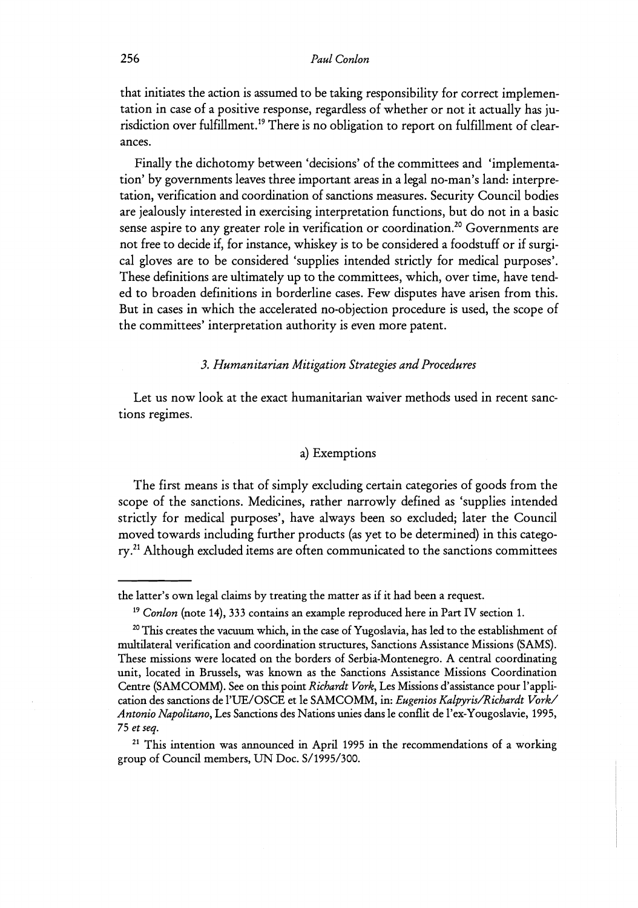that initiates the action is assumed to be taking responsibility for correct implementation in case of a positive response, regardless of whether or not it actually has jurisdiction over fulfillment.[19] There is no obligation to report on fulfillment of clearances.

Finally the dichotomy between 'decisions' of the committees and 'implementation' by governments leaves three important areas in a legal no-man's land: interpretation, verification and coordination of sanctions measures. Security Council bodies are jealously interested in exercising interpretation functions, but do not in a basic sense aspire to any greater role in verification or coordination.[20] Governments are not free to decide if, for instance, whiskey is to be considered a foodstuff or if surgical gloves are to be considered 'supplies intended strictly for medical purposes'. These definitions are ultimately up to the committees, which, over time, have tended to broaden definitions in borderline cases. Few disputes have arisen from this. But in cases in which the accelerated no-objection procedure is used, the scope of the committees' interpretation authority is even more patent.

### *3. Humanitarian Mitigation Strategies and Procedures*

Let us now look at the exact humanitarian waiver methods used in recent sanctions regimes.

#### a) Exemptions

The first means is that of simply excluding certain categories of goods from the scope of the sanctions. Medicines, rather narrowly defined as 'supplies intended strictly for medical purposes', have always been so excluded; later the Council moved towards including further products (as yet to be determined) in this category.[21] Although excluded items are often communicated to the sanctions committees

---

the latter's own legal claims by treating the matter as if it had been a request.

[19] *Conlon* (note 14), 333 contains an example reproduced here in Part IV section 1.

[20] This creates the vacuum which, in the case of Yugoslavia, has led to the establishment of multilateral verification and coordination structures, Sanctions Assistance Missions (SAMS). These missions were located on the borders of Serbia-Montenegro. A central coordinating unit, located in Brussels, was known as the Sanctions Assistance Missions Coordination Centre (SAMCOMM). See on this point *Richardt Vork*, Les Missions d'assistance pour l'application des sanctions de l'UE/OSCE et le SAMCOMM, in: *Eugenios Kalpyris/Richardt Vork/ Antonio Napolitano*, Les Sanctions des Nations unies dans le conflit de l'ex-Yougoslavie, 1995, 75 *et seq*.

[21] This intention was announced in April 1995 in the recommendations of a working group of Council members, UN Doc. S/1995/300.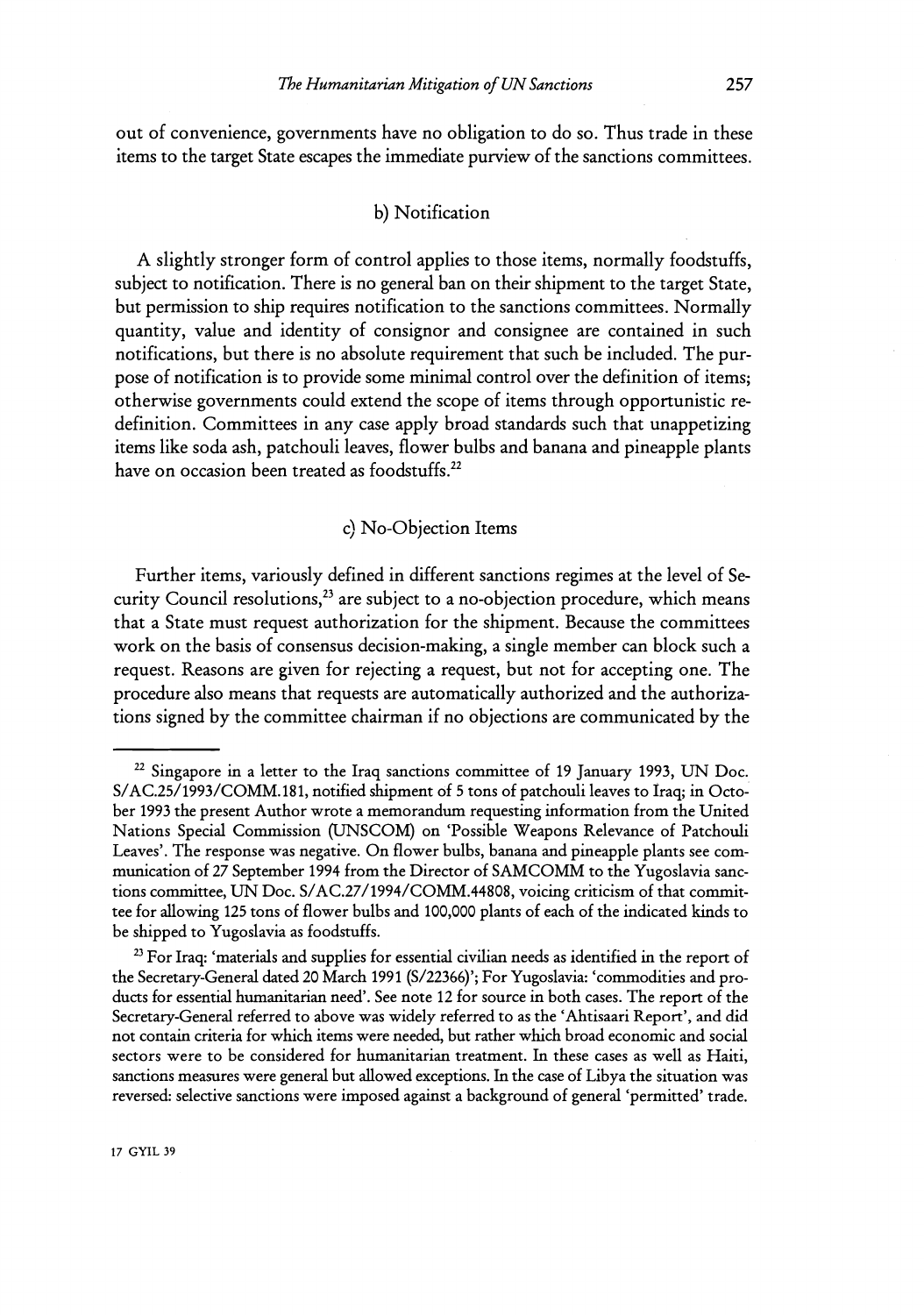out of convenience, governments have no obligation to do so. Thus trade in these items to the target State escapes the immediate purview of the sanctions committees.

### b) Notification

A slightly stronger form of control applies to those items, normally foodstuffs, subject to notification. There is no general ban on their shipment to the target State, but permission to ship requires notification to the sanctions committees. Normally quantity, value and identity of consignor and consignee are contained in such notifications, but there is no absolute requirement that such be included. The purpose of notification is to provide some minimal control over the definition of items; otherwise governments could extend the scope of items through opportunistic redefinition. Committees in any case apply broad standards such that unappetizing items like soda ash, patchouli leaves, flower bulbs and banana and pineapple plants have on occasion been treated as foodstuffs.[22]

### c) No-Objection Items

Further items, variously defined in different sanctions regimes at the level of Security Council resolutions,[23] are subject to a no-objection procedure, which means that a State must request authorization for the shipment. Because the committees work on the basis of consensus decision-making, a single member can block such a request. Reasons are given for rejecting a request, but not for accepting one. The procedure also means that requests are automatically authorized and the authorizations signed by the committee chairman if no objections are communicated by the

---

[22] Singapore in a letter to the Iraq sanctions committee of 19 January 1993, UN Doc. S/AC.25/1993/COMM.181, notified shipment of 5 tons of patchouli leaves to Iraq; in October 1993 the present Author wrote a memorandum requesting information from the United Nations Special Commission (UNSCOM) on 'Possible Weapons Relevance of Patchouli Leaves'. The response was negative. On flower bulbs, banana and pineapple plants see communication of 27 September 1994 from the Director of SAMCOMM to the Yugoslavia sanctions committee, UN Doc. S/AC.27/1994/COMM.44808, voicing criticism of that committee for allowing 125 tons of flower bulbs and 100,000 plants of each of the indicated kinds to be shipped to Yugoslavia as foodstuffs.

[23] For Iraq: 'materials and supplies for essential civilian needs as identified in the report of the Secretary-General dated 20 March 1991 (S/22366)'; For Yugoslavia: 'commodities and products for essential humanitarian need'. See note 12 for source in both cases. The report of the Secretary-General referred to above was widely referred to as the 'Ahtisaari Report', and did not contain criteria for which items were needed, but rather which broad economic and social sectors were to be considered for humanitarian treatment. In these cases as well as Haiti, sanctions measures were general but allowed exceptions. In the case of Libya the situation was reversed: selective sanctions were imposed against a background of general 'permitted' trade.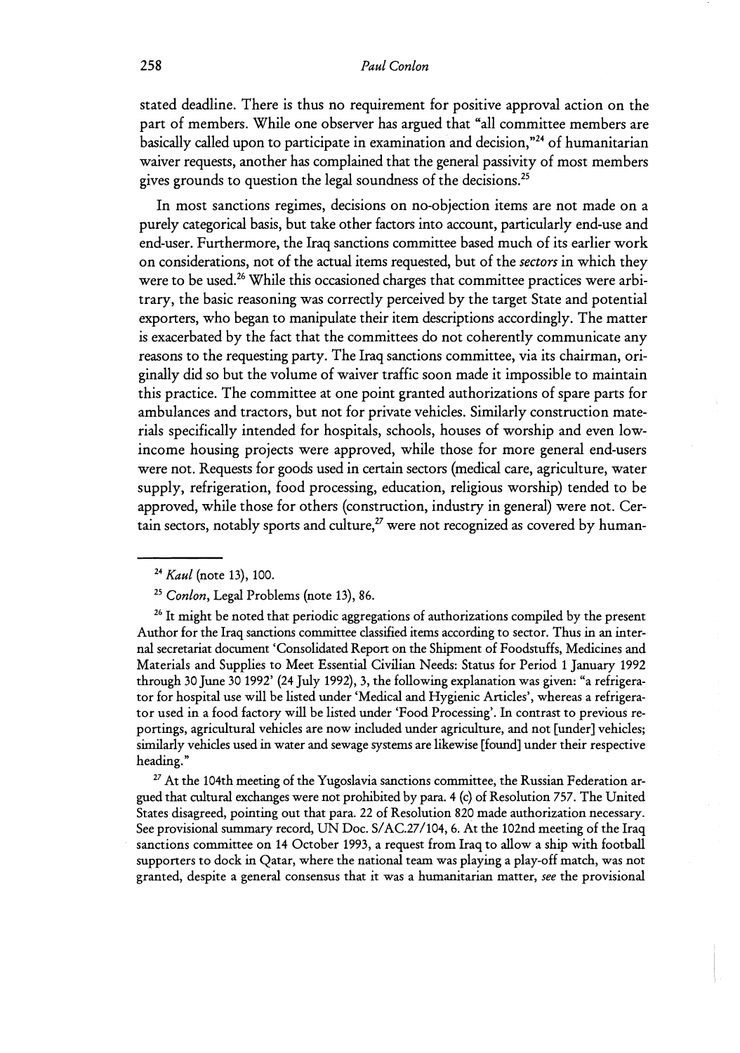stated deadline. There is thus no requirement for positive approval action on the part of members. While one observer has argued that "all committee members are basically called upon to participate in examination and decision,"[24] of humanitarian waiver requests, another has complained that the general passivity of most members gives grounds to question the legal soundness of the decisions.[25]

In most sanctions regimes, decisions on no-objection items are not made on a purely categorical basis, but take other factors into account, particularly end-use and end-user. Furthermore, the Iraq sanctions committee based much of its earlier work on considerations, not of the actual items requested, but of the *sectors* in which they were to be used.[26] While this occasioned charges that committee practices were arbitrary, the basic reasoning was correctly perceived by the target State and potential exporters, who began to manipulate their item descriptions accordingly. The matter is exacerbated by the fact that the committees do not coherently communicate any reasons to the requesting party. The Iraq sanctions committee, via its chairman, originally did so but the volume of waiver traffic soon made it impossible to maintain this practice. The committee at one point granted authorizations of spare parts for ambulances and tractors, but not for private vehicles. Similarly construction materials specifically intended for hospitals, schools, houses of worship and even low-income housing projects were approved, while those for more general end-users were not. Requests for goods used in certain sectors (medical care, agriculture, water supply, refrigeration, food processing, education, religious worship) tended to be approved, while those for others (construction, industry in general) were not. Certain sectors, notably sports and culture,[27] were not recognized as covered by human-

---

[24] *Kaul* (note 13), 100.

[25] *Conlon*, Legal Problems (note 13), 86.

[26] It might be noted that periodic aggregations of authorizations compiled by the present Author for the Iraq sanctions committee classified items according to sector. Thus in an internal secretariat document 'Consolidated Report on the Shipment of Foodstuffs, Medicines and Materials and Supplies to Meet Essential Civilian Needs: Status for Period 1 January 1992 through 30 June 30 1992' (24 July 1992), 3, the following explanation was given: "a refrigerator for hospital use will be listed under 'Medical and Hygienic Articles', whereas a refrigerator used in a food factory will be listed under 'Food Processing'. In contrast to previous reportings, agricultural vehicles are now included under agriculture, and not [under] vehicles; similarly vehicles used in water and sewage systems are likewise [found] under their respective heading."

[27] At the 104th meeting of the Yugoslavia sanctions committee, the Russian Federation argued that cultural exchanges were not prohibited by para. 4 (c) of Resolution 757. The United States disagreed, pointing out that para. 22 of Resolution 820 made authorization necessary. See provisional summary record, UN Doc. S/AC.27/104, 6. At the 102nd meeting of the Iraq sanctions committee on 14 October 1993, a request from Iraq to allow a ship with football supporters to dock in Qatar, where the national team was playing a play-off match, was not granted, despite a general consensus that it was a humanitarian matter, *see* the provisional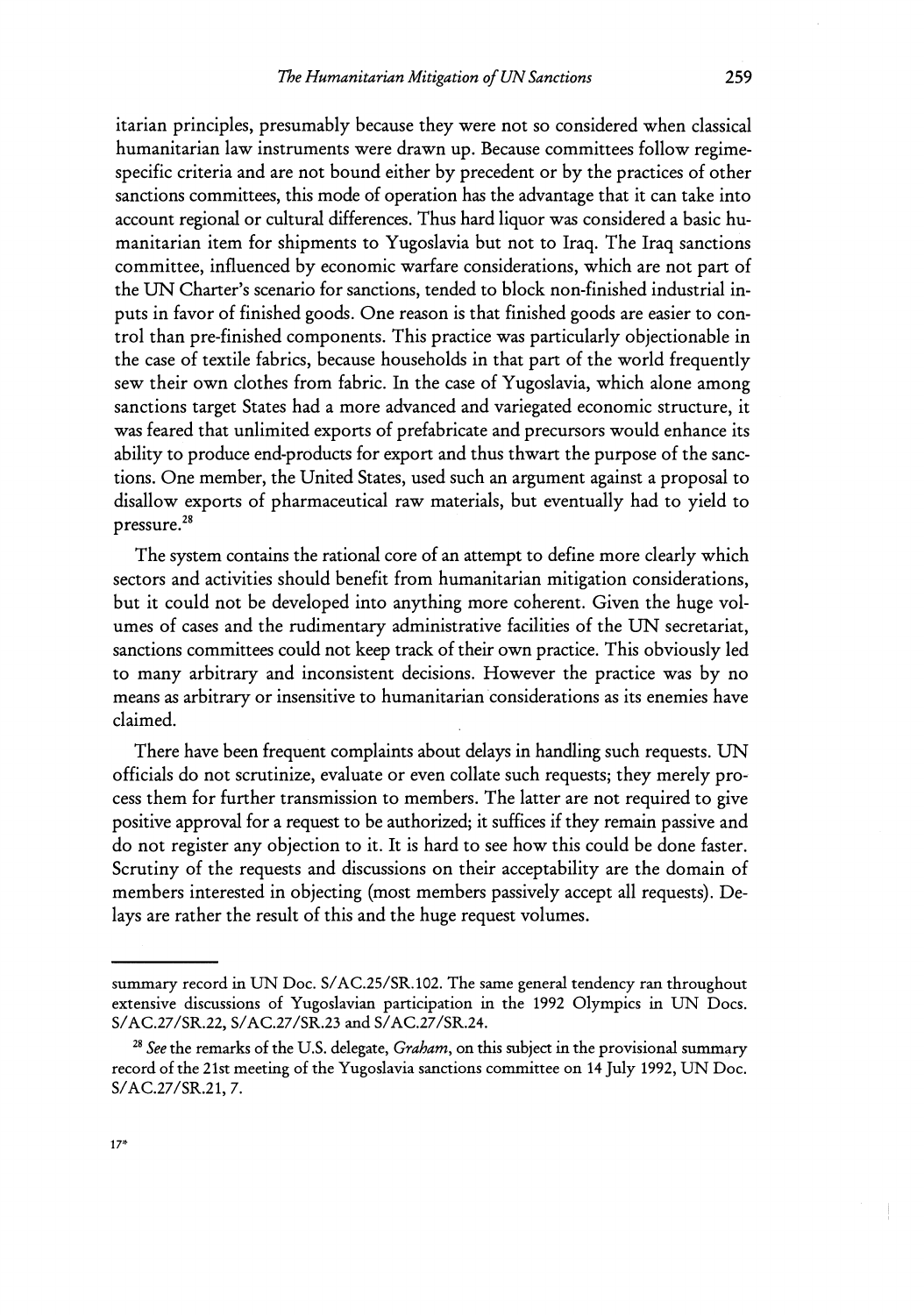itarian principles, presumably because they were not so considered when classical humanitarian law instruments were drawn up. Because committees follow regime-specific criteria and are not bound either by precedent or by the practices of other sanctions committees, this mode of operation has the advantage that it can take into account regional or cultural differences. Thus hard liquor was considered a basic humanitarian item for shipments to Yugoslavia but not to Iraq. The Iraq sanctions committee, influenced by economic warfare considerations, which are not part of the UN Charter's scenario for sanctions, tended to block non-finished industrial inputs in favor of finished goods. One reason is that finished goods are easier to control than pre-finished components. This practice was particularly objectionable in the case of textile fabrics, because households in that part of the world frequently sew their own clothes from fabric. In the case of Yugoslavia, which alone among sanctions target States had a more advanced and variegated economic structure, it was feared that unlimited exports of prefabricate and precursors would enhance its ability to produce end-products for export and thus thwart the purpose of the sanctions. One member, the United States, used such an argument against a proposal to disallow exports of pharmaceutical raw materials, but eventually had to yield to pressure.[28]

The system contains the rational core of an attempt to define more clearly which sectors and activities should benefit from humanitarian mitigation considerations, but it could not be developed into anything more coherent. Given the huge volumes of cases and the rudimentary administrative facilities of the UN secretariat, sanctions committees could not keep track of their own practice. This obviously led to many arbitrary and inconsistent decisions. However the practice was by no means as arbitrary or insensitive to humanitarian considerations as its enemies have claimed.

There have been frequent complaints about delays in handling such requests. UN officials do not scrutinize, evaluate or even collate such requests; they merely process them for further transmission to members. The latter are not required to give positive approval for a request to be authorized; it suffices if they remain passive and do not register any objection to it. It is hard to see how this could be done faster. Scrutiny of the requests and discussions on their acceptability are the domain of members interested in objecting (most members passively accept all requests). Delays are rather the result of this and the huge request volumes.

---

summary record in UN Doc. S/AC.25/SR.102. The same general tendency ran throughout extensive discussions of Yugoslavian participation in the 1992 Olympics in UN Docs. S/AC.27/SR.22, S/AC.27/SR.23 and S/AC.27/SR.24.

[28] *See* the remarks of the U.S. delegate, *Graham*, on this subject in the provisional summary record of the 21st meeting of the Yugoslavia sanctions committee on 14 July 1992, UN Doc. S/AC.27/SR.21, 7.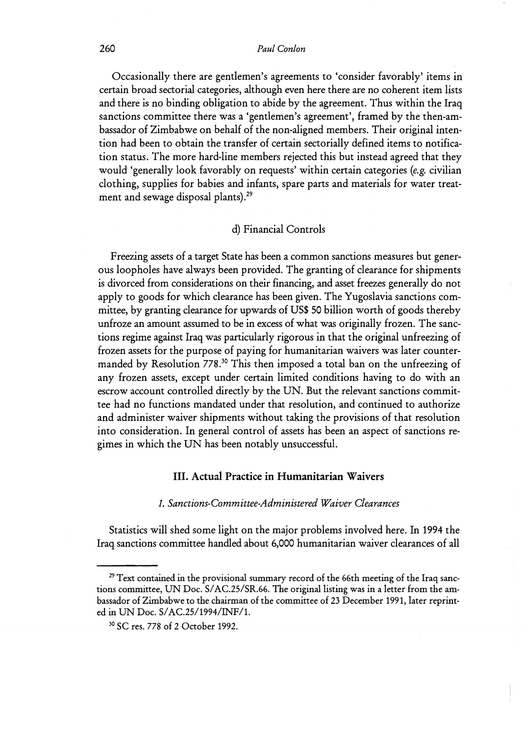Occasionally there are gentlemen's agreements to 'consider favorably' items in certain broad sectorial categories, although even here there are no coherent item lists and there is no binding obligation to abide by the agreement. Thus within the Iraq sanctions committee there was a 'gentlemen's agreement', framed by the then-ambassador of Zimbabwe on behalf of the non-aligned members. Their original intention had been to obtain the transfer of certain sectorially defined items to notification status. The more hard-line members rejected this but instead agreed that they would 'generally look favorably on requests' within certain categories (*e.g.* civilian clothing, supplies for babies and infants, spare parts and materials for water treatment and sewage disposal plants).[29]

### d) Financial Controls

Freezing assets of a target State has been a common sanctions measures but generous loopholes have always been provided. The granting of clearance for shipments is divorced from considerations on their financing, and asset freezes generally do not apply to goods for which clearance has been given. The Yugoslavia sanctions committee, by granting clearance for upwards of US$ 50 billion worth of goods thereby unfroze an amount assumed to be in excess of what was originally frozen. The sanctions regime against Iraq was particularly rigorous in that the original unfreezing of frozen assets for the purpose of paying for humanitarian waivers was later countermanded by Resolution 778.[30] This then imposed a total ban on the unfreezing of any frozen assets, except under certain limited conditions having to do with an escrow account controlled directly by the UN. But the relevant sanctions committee had no functions mandated under that resolution, and continued to authorize and administer waiver shipments without taking the provisions of that resolution into consideration. In general control of assets has been an aspect of sanctions regimes in which the UN has been notably unsuccessful.

## III. Actual Practice in Humanitarian Waivers

### *1. Sanctions-Committee-Administered Waiver Clearances*

Statistics will shed some light on the major problems involved here. In 1994 the Iraq sanctions committee handled about 6,000 humanitarian waiver clearances of all

---

[29] Text contained in the provisional summary record of the 66th meeting of the Iraq sanctions committee, UN Doc. S/AC.25/SR.66. The original listing was in a letter from the ambassador of Zimbabwe to the chairman of the committee of 23 December 1991, later reprinted in UN Doc. S/AC.25/1994/INF/1.

[30] SC res. 778 of 2 October 1992.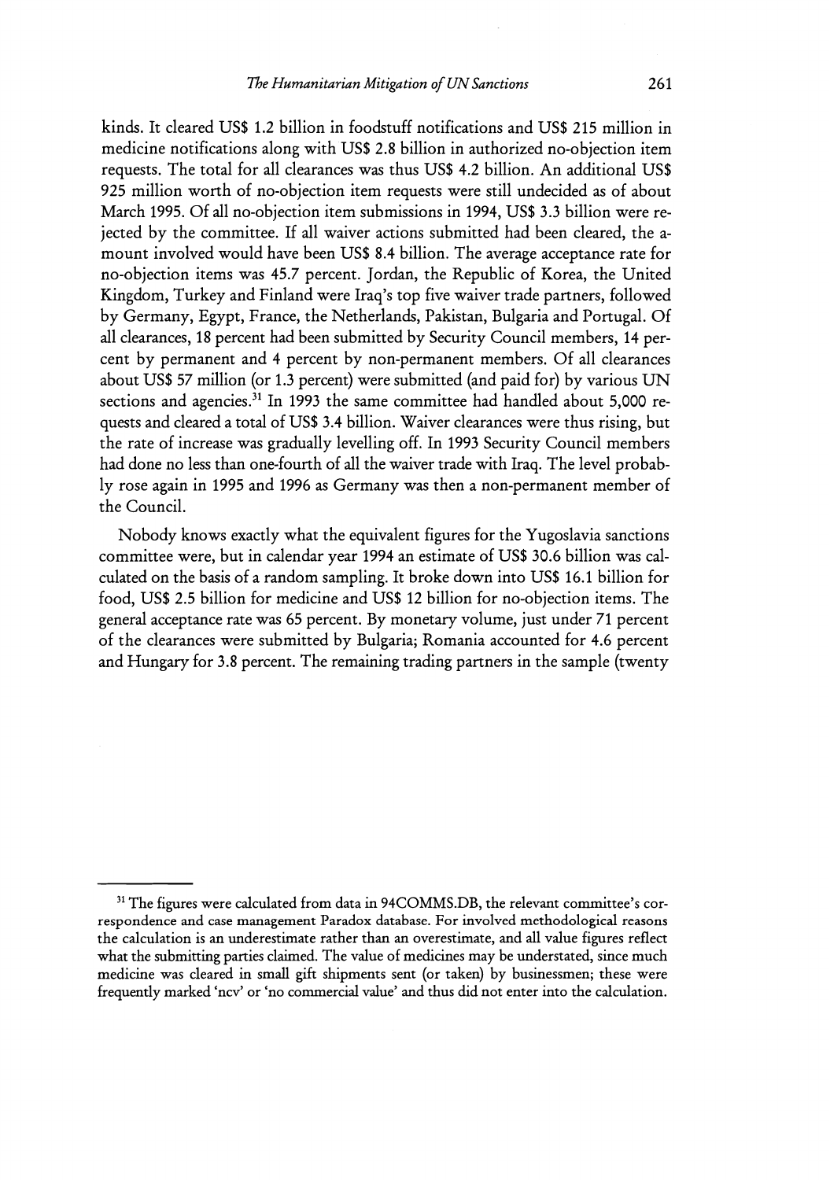kinds. It cleared US$ 1.2 billion in foodstuff notifications and US$ 215 million in medicine notifications along with US$ 2.8 billion in authorized no-objection item requests. The total for all clearances was thus US$ 4.2 billion. An additional US$ 925 million worth of no-objection item requests were still undecided as of about March 1995. Of all no-objection item submissions in 1994, US$ 3.3 billion were rejected by the committee. If all waiver actions submitted had been cleared, the amount involved would have been US$ 8.4 billion. The average acceptance rate for no-objection items was 45.7 percent. Jordan, the Republic of Korea, the United Kingdom, Turkey and Finland were Iraq's top five waiver trade partners, followed by Germany, Egypt, France, the Netherlands, Pakistan, Bulgaria and Portugal. Of all clearances, 18 percent had been submitted by Security Council members, 14 percent by permanent and 4 percent by non-permanent members. Of all clearances about US$ 57 million (or 1.3 percent) were submitted (and paid for) by various UN sections and agencies.[31] In 1993 the same committee had handled about 5,000 requests and cleared a total of US$ 3.4 billion. Waiver clearances were thus rising, but the rate of increase was gradually levelling off. In 1993 Security Council members had done no less than one-fourth of all the waiver trade with Iraq. The level probably rose again in 1995 and 1996 as Germany was then a non-permanent member of the Council.

Nobody knows exactly what the equivalent figures for the Yugoslavia sanctions committee were, but in calendar year 1994 an estimate of US$ 30.6 billion was calculated on the basis of a random sampling. It broke down into US$ 16.1 billion for food, US$ 2.5 billion for medicine and US$ 12 billion for no-objection items. The general acceptance rate was 65 percent. By monetary volume, just under 71 percent of the clearances were submitted by Bulgaria; Romania accounted for 4.6 percent and Hungary for 3.8 percent. The remaining trading partners in the sample (twenty

---

[31] The figures were calculated from data in 94COMMS.DB, the relevant committee's correspondence and case management Paradox database. For involved methodological reasons the calculation is an underestimate rather than an overestimate, and all value figures reflect what the submitting parties claimed. The value of medicines may be understated, since much medicine was cleared in small gift shipments sent (or taken) by businessmen; these were frequently marked 'ncv' or 'no commercial value' and thus did not enter into the calculation.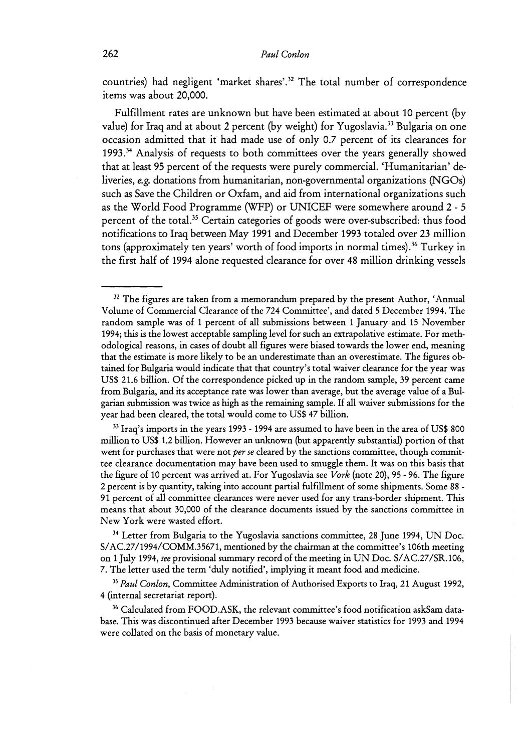countries) had negligent 'market shares'.[32] The total number of correspondence items was about 20,000.

Fulfillment rates are unknown but have been estimated at about 10 percent (by value) for Iraq and at about 2 percent (by weight) for Yugoslavia.[33] Bulgaria on one occasion admitted that it had made use of only 0.7 percent of its clearances for 1993.[34] Analysis of requests to both committees over the years generally showed that at least 95 percent of the requests were purely commercial. 'Humanitarian' deliveries, *e.g.* donations from humanitarian, non-governmental organizations (NGOs) such as Save the Children or Oxfam, and aid from international organizations such as the World Food Programme (WFP) or UNICEF were somewhere around 2 - 5 percent of the total.[35] Certain categories of goods were over-subscribed: thus food notifications to Iraq between May 1991 and December 1993 totaled over 23 million tons (approximately ten years' worth of food imports in normal times).[36] Turkey in the first half of 1994 alone requested clearance for over 48 million drinking vessels

---

[32] The figures are taken from a memorandum prepared by the present Author, 'Annual Volume of Commercial Clearance of the 724 Committee', and dated 5 December 1994. The random sample was of 1 percent of all submissions between 1 January and 15 November 1994; this is the lowest acceptable sampling level for such an extrapolative estimate. For methodological reasons, in cases of doubt all figures were biased towards the lower end, meaning that the estimate is more likely to be an underestimate than an overestimate. The figures obtained for Bulgaria would indicate that that country's total waiver clearance for the year was US$ 21.6 billion. Of the correspondence picked up in the random sample, 39 percent came from Bulgaria, and its acceptance rate was lower than average, but the average value of a Bulgarian submission was twice as high as the remaining sample. If all waiver submissions for the year had been cleared, the total would come to US$ 47 billion.

[33] Iraq's imports in the years 1993 - 1994 are assumed to have been in the area of US$ 800 million to US$ 1.2 billion. However an unknown (but apparently substantial) portion of that went for purchases that were not *per se* cleared by the sanctions committee, though committee clearance documentation may have been used to smuggle them. It was on this basis that the figure of 10 percent was arrived at. For Yugoslavia see *Vork* (note 20), 95 - 96. The figure 2 percent is by quantity, taking into account partial fulfillment of some shipments. Some 88 - 91 percent of all committee clearances were never used for any trans-border shipment. This means that about 30,000 of the clearance documents issued by the sanctions committee in New York were wasted effort.

[34] Letter from Bulgaria to the Yugoslavia sanctions committee, 28 June 1994, UN Doc. S/AC.27/1994/COMM.35671, mentioned by the chairman at the committee's 106th meeting on 1 July 1994, *see* provisional summary record of the meeting in UN Doc. S/AC.27/SR.106, 7. The letter used the term 'duly notified', implying it meant food and medicine.

[35] *Paul Conlon*, Committee Administration of Authorised Exports to Iraq, 21 August 1992, 4 (internal secretariat report).

[36] Calculated from FOOD.ASK, the relevant committee's food notification askSam database. This was discontinued after December 1993 because waiver statistics for 1993 and 1994 were collated on the basis of monetary value.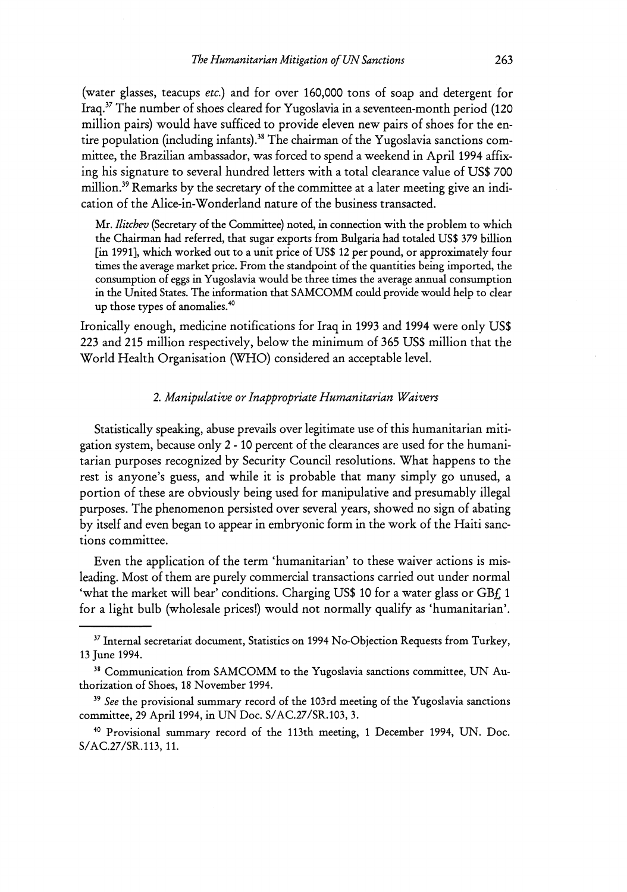(water glasses, teacups *etc.*) and for over 160,000 tons of soap and detergent for Iraq.[37] The number of shoes cleared for Yugoslavia in a seventeen-month period (120 million pairs) would have sufficed to provide eleven new pairs of shoes for the entire population (including infants).[38] The chairman of the Yugoslavia sanctions committee, the Brazilian ambassador, was forced to spend a weekend in April 1994 affixing his signature to several hundred letters with a total clearance value of US$ 700 million.[39] Remarks by the secretary of the committee at a later meeting give an indication of the Alice-in-Wonderland nature of the business transacted.

> Mr. *Ilitchev* (Secretary of the Committee) noted, in connection with the problem to which the Chairman had referred, that sugar exports from Bulgaria had totaled US$ 379 billion [in 1991], which worked out to a unit price of US$ 12 per pound, or approximately four times the average market price. From the standpoint of the quantities being imported, the consumption of eggs in Yugoslavia would be three times the average annual consumption in the United States. The information that SAMCOMM could provide would help to clear up those types of anomalies.[40]

Ironically enough, medicine notifications for Iraq in 1993 and 1994 were only US$ 223 and 215 million respectively, below the minimum of 365 US$ million that the World Health Organisation (WHO) considered an acceptable level.

### *2. Manipulative or Inappropriate Humanitarian Waivers*

Statistically speaking, abuse prevails over legitimate use of this humanitarian mitigation system, because only 2 - 10 percent of the clearances are used for the humanitarian purposes recognized by Security Council resolutions. What happens to the rest is anyone's guess, and while it is probable that many simply go unused, a portion of these are obviously being used for manipulative and presumably illegal purposes. The phenomenon persisted over several years, showed no sign of abating by itself and even began to appear in embryonic form in the work of the Haiti sanctions committee.

Even the application of the term 'humanitarian' to these waiver actions is misleading. Most of them are purely commercial transactions carried out under normal 'what the market will bear' conditions. Charging US$ 10 for a water glass or GB£ 1 for a light bulb (wholesale prices!) would not normally qualify as 'humanitarian'.

---

[37] Internal secretariat document, Statistics on 1994 No-Objection Requests from Turkey, 13 June 1994.

[38] Communication from SAMCOMM to the Yugoslavia sanctions committee, UN Authorization of Shoes, 18 November 1994.

[39] *See* the provisional summary record of the 103rd meeting of the Yugoslavia sanctions committee, 29 April 1994, in UN Doc. S/AC.27/SR.103, 3.

[40] Provisional summary record of the 113th meeting, 1 December 1994, UN. Doc. S/AC.27/SR.113, 11.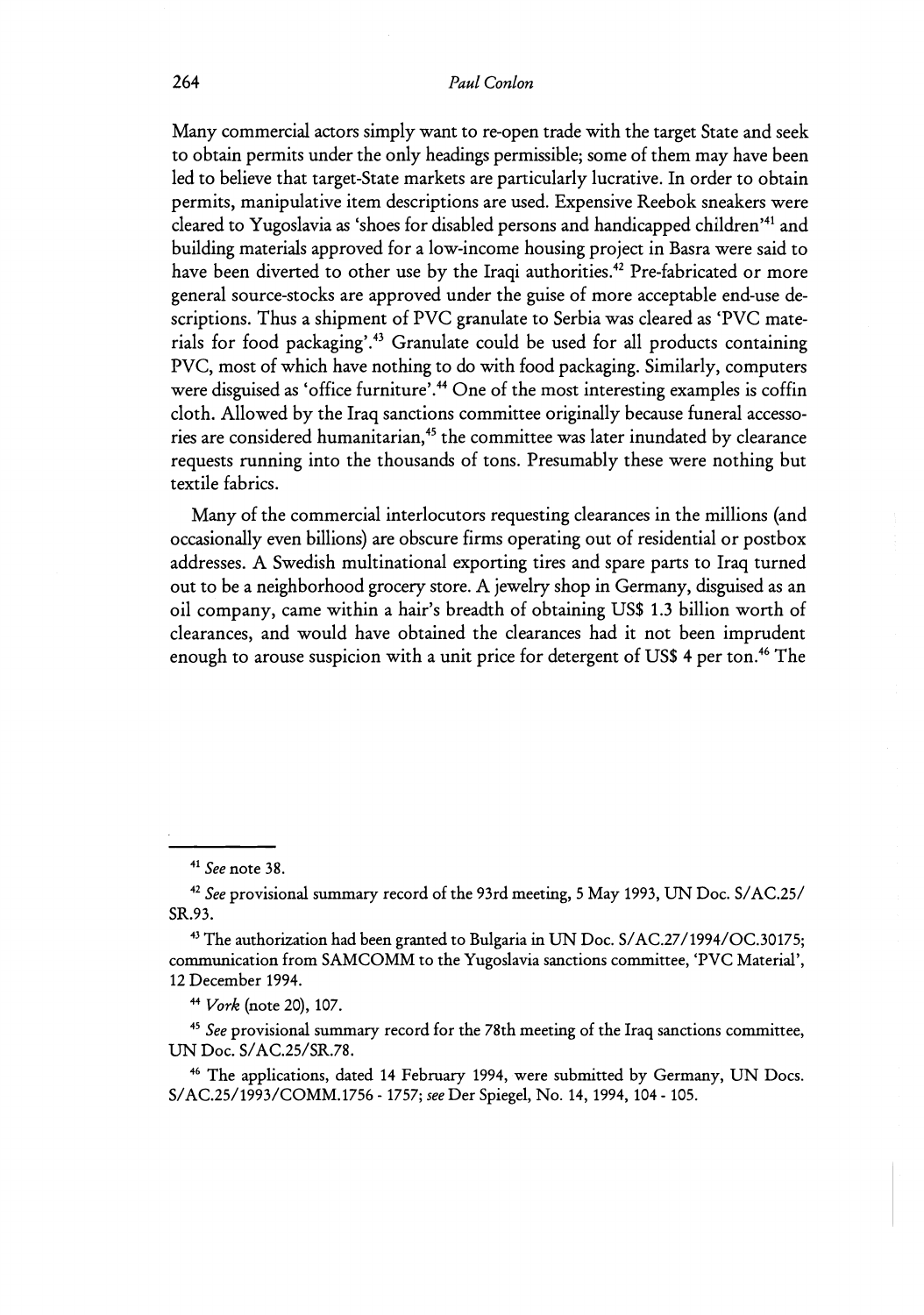Many commercial actors simply want to re-open trade with the target State and seek to obtain permits under the only headings permissible; some of them may have been led to believe that target-State markets are particularly lucrative. In order to obtain permits, manipulative item descriptions are used. Expensive Reebok sneakers were cleared to Yugoslavia as 'shoes for disabled persons and handicapped children'[41] and building materials approved for a low-income housing project in Basra were said to have been diverted to other use by the Iraqi authorities.[42] Pre-fabricated or more general source-stocks are approved under the guise of more acceptable end-use descriptions. Thus a shipment of PVC granulate to Serbia was cleared as 'PVC materials for food packaging'.[43] Granulate could be used for all products containing PVC, most of which have nothing to do with food packaging. Similarly, computers were disguised as 'office furniture'.[44] One of the most interesting examples is coffin cloth. Allowed by the Iraq sanctions committee originally because funeral accessories are considered humanitarian,[45] the committee was later inundated by clearance requests running into the thousands of tons. Presumably these were nothing but textile fabrics.

Many of the commercial interlocutors requesting clearances in the millions (and occasionally even billions) are obscure firms operating out of residential or postbox addresses. A Swedish multinational exporting tires and spare parts to Iraq turned out to be a neighborhood grocery store. A jewelry shop in Germany, disguised as an oil company, came within a hair's breadth of obtaining US$ 1.3 billion worth of clearances, and would have obtained the clearances had it not been imprudent enough to arouse suspicion with a unit price for detergent of US$ 4 per ton.[46] The

---

[41] *See* note 38.

[42] *See* provisional summary record of the 93rd meeting, 5 May 1993, UN Doc. S/AC.25/SR.93.

[43] The authorization had been granted to Bulgaria in UN Doc. S/AC.27/1994/OC.30175; communication from SAMCOMM to the Yugoslavia sanctions committee, 'PVC Material', 12 December 1994.

[44] *Vork* (note 20), 107.

[45] *See* provisional summary record for the 78th meeting of the Iraq sanctions committee, UN Doc. S/AC.25/SR.78.

[46] The applications, dated 14 February 1994, were submitted by Germany, UN Docs. S/AC.25/1993/COMM.1756 - 1757; *see* Der Spiegel, No. 14, 1994, 104 - 105.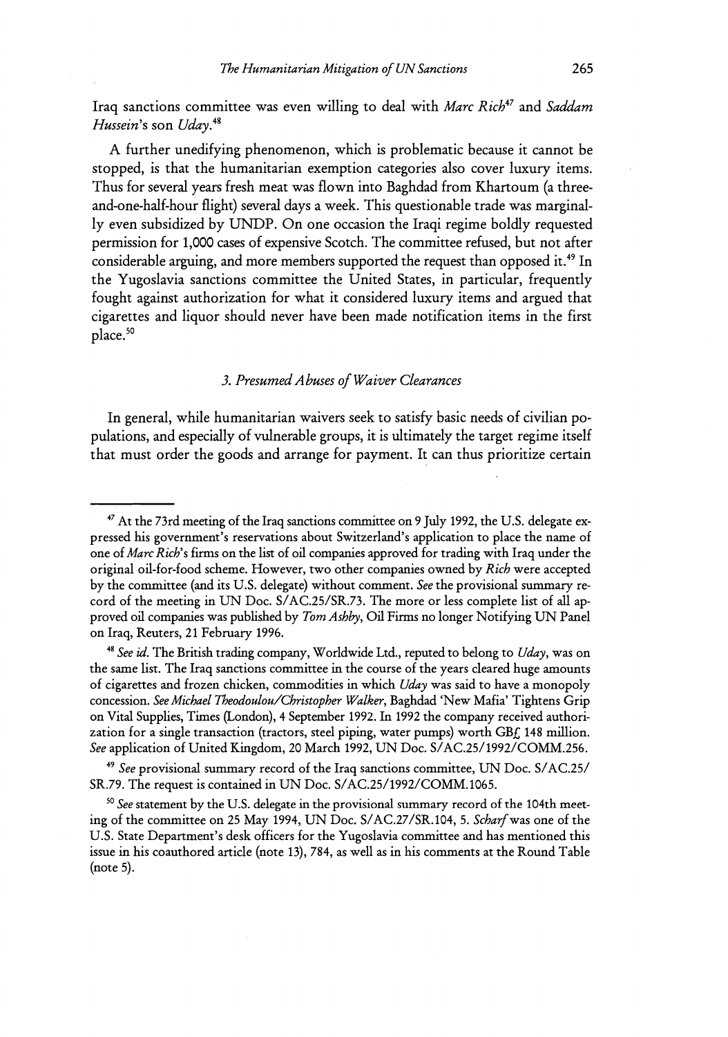Iraq sanctions committee was even willing to deal with *Marc Rich*[47] and *Saddam Hussein*'s son *Uday*.[48]

A further unedifying phenomenon, which is problematic because it cannot be stopped, is that the humanitarian exemption categories also cover luxury items. Thus for several years fresh meat was flown into Baghdad from Khartoum (a three-and-one-half-hour flight) several days a week. This questionable trade was marginally even subsidized by UNDP. On one occasion the Iraqi regime boldly requested permission for 1,000 cases of expensive Scotch. The committee refused, but not after considerable arguing, and more members supported the request than opposed it.[49] In the Yugoslavia sanctions committee the United States, in particular, frequently fought against authorization for what it considered luxury items and argued that cigarettes and liquor should never have been made notification items in the first place.[50]

### 3. Presumed Abuses of Waiver Clearances

In general, while humanitarian waivers seek to satisfy basic needs of civilian populations, and especially of vulnerable groups, it is ultimately the target regime itself that must order the goods and arrange for payment. It can thus prioritize certain

---

[47] At the 73rd meeting of the Iraq sanctions committee on 9 July 1992, the U.S. delegate expressed his government's reservations about Switzerland's application to place the name of one of *Marc Rich*'s firms on the list of oil companies approved for trading with Iraq under the original oil-for-food scheme. However, two other companies owned by *Rich* were accepted by the committee (and its U.S. delegate) without comment. *See* the provisional summary record of the meeting in UN Doc. S/AC.25/SR.73. The more or less complete list of all approved oil companies was published by *Tom Ashby*, Oil Firms no longer Notifying UN Panel on Iraq, Reuters, 21 February 1996.

[48] *See id.* The British trading company, Worldwide Ltd., reputed to belong to *Uday*, was on the same list. The Iraq sanctions committee in the course of the years cleared huge amounts of cigarettes and frozen chicken, commodities in which *Uday* was said to have a monopoly concession. *See Michael Theodoulou/Christopher Walker*, Baghdad 'New Mafia' Tightens Grip on Vital Supplies, Times (London), 4 September 1992. In 1992 the company received authorization for a single transaction (tractors, steel piping, water pumps) worth GB£ 148 million. *See* application of United Kingdom, 20 March 1992, UN Doc. S/AC.25/1992/COMM.256.

[49] *See* provisional summary record of the Iraq sanctions committee, UN Doc. S/AC.25/SR.79. The request is contained in UN Doc. S/AC.25/1992/COMM.1065.

[50] *See* statement by the U.S. delegate in the provisional summary record of the 104th meeting of the committee on 25 May 1994, UN Doc. S/AC.27/SR.104, 5. *Scharf* was one of the U.S. State Department's desk officers for the Yugoslavia committee and has mentioned this issue in his coauthored article (note 13), 784, as well as in his comments at the Round Table (note 5).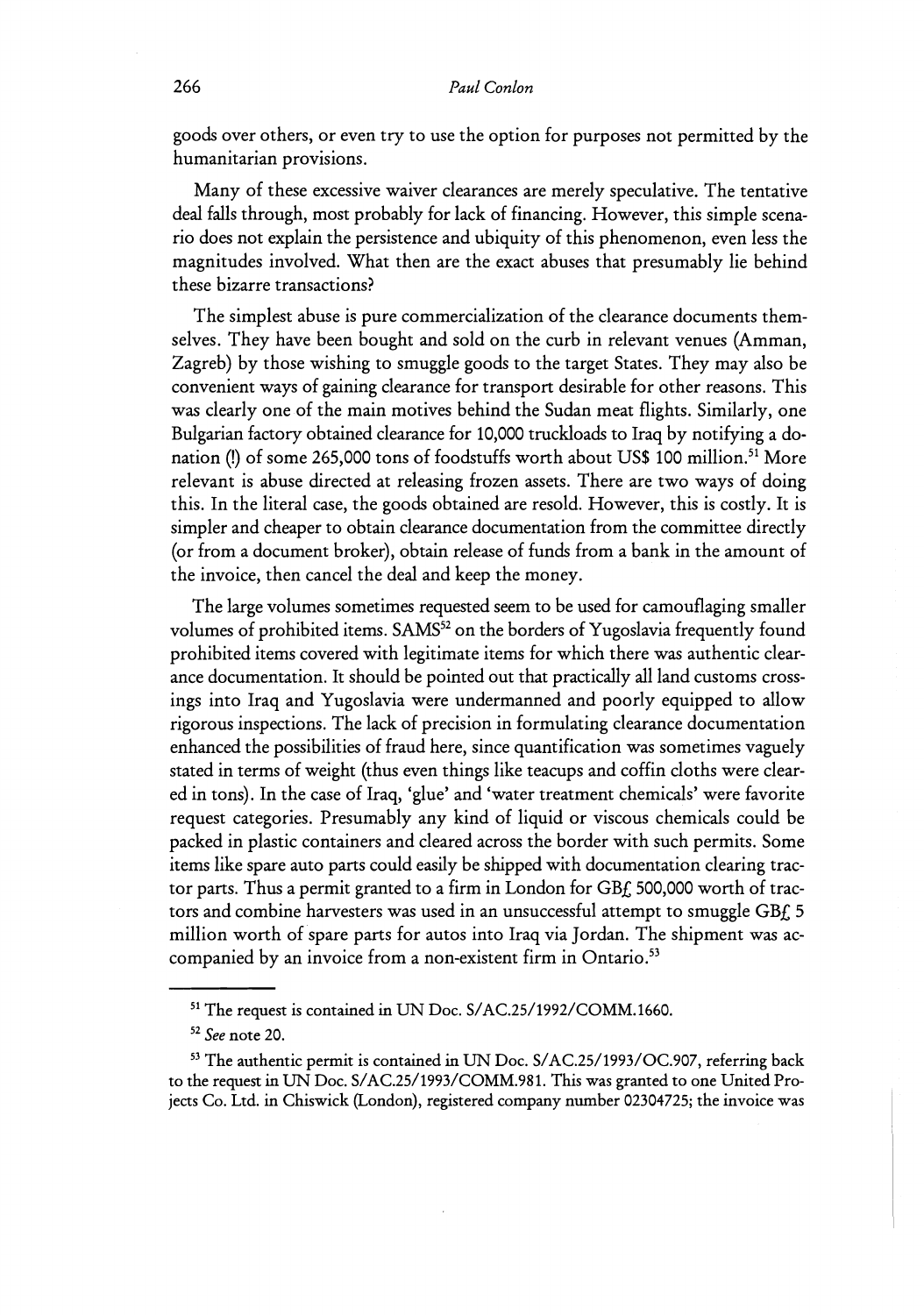goods over others, or even try to use the option for purposes not permitted by the humanitarian provisions.

Many of these excessive waiver clearances are merely speculative. The tentative deal falls through, most probably for lack of financing. However, this simple scenario does not explain the persistence and ubiquity of this phenomenon, even less the magnitudes involved. What then are the exact abuses that presumably lie behind these bizarre transactions?

The simplest abuse is pure commercialization of the clearance documents themselves. They have been bought and sold on the curb in relevant venues (Amman, Zagreb) by those wishing to smuggle goods to the target States. They may also be convenient ways of gaining clearance for transport desirable for other reasons. This was clearly one of the main motives behind the Sudan meat flights. Similarly, one Bulgarian factory obtained clearance for 10,000 truckloads to Iraq by notifying a donation (!) of some 265,000 tons of foodstuffs worth about US$ 100 million.[51] More relevant is abuse directed at releasing frozen assets. There are two ways of doing this. In the literal case, the goods obtained are resold. However, this is costly. It is simpler and cheaper to obtain clearance documentation from the committee directly (or from a document broker), obtain release of funds from a bank in the amount of the invoice, then cancel the deal and keep the money.

The large volumes sometimes requested seem to be used for camouflaging smaller volumes of prohibited items. SAMS[52] on the borders of Yugoslavia frequently found prohibited items covered with legitimate items for which there was authentic clearance documentation. It should be pointed out that practically all land customs crossings into Iraq and Yugoslavia were undermanned and poorly equipped to allow rigorous inspections. The lack of precision in formulating clearance documentation enhanced the possibilities of fraud here, since quantification was sometimes vaguely stated in terms of weight (thus even things like teacups and coffin cloths were cleared in tons). In the case of Iraq, 'glue' and 'water treatment chemicals' were favorite request categories. Presumably any kind of liquid or viscous chemicals could be packed in plastic containers and cleared across the border with such permits. Some items like spare auto parts could easily be shipped with documentation clearing tractor parts. Thus a permit granted to a firm in London for GB£ 500,000 worth of tractors and combine harvesters was used in an unsuccessful attempt to smuggle GB£ 5 million worth of spare parts for autos into Iraq via Jordan. The shipment was accompanied by an invoice from a non-existent firm in Ontario.[53]

---

[51] The request is contained in UN Doc. S/AC.25/1992/COMM.1660.

[52] *See* note 20.

[53] The authentic permit is contained in UN Doc. S/AC.25/1993/OC.907, referring back to the request in UN Doc. S/AC.25/1993/COMM.981. This was granted to one United Projects Co. Ltd. in Chiswick (London), registered company number 02304725; the invoice was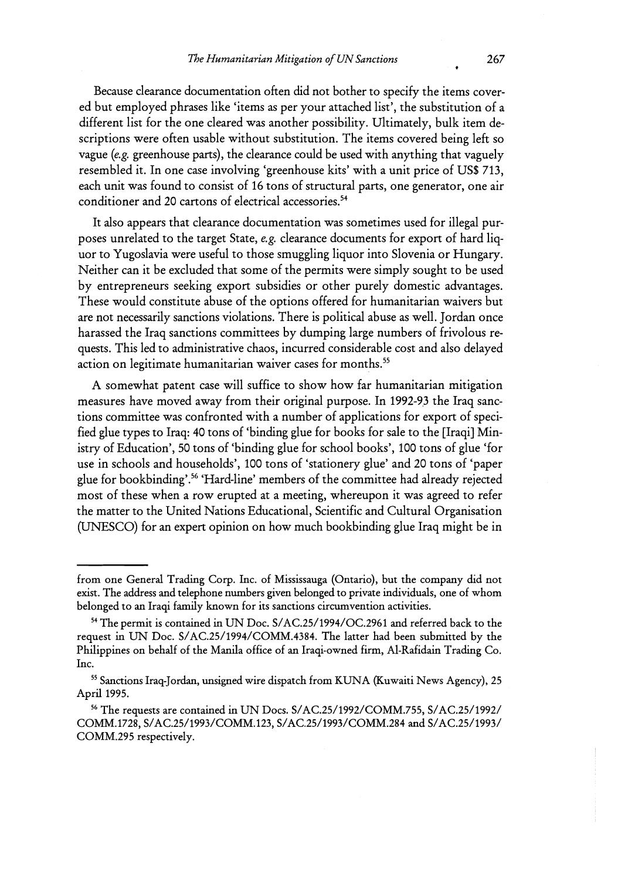Because clearance documentation often did not bother to specify the items covered but employed phrases like 'items as per your attached list', the substitution of a different list for the one cleared was another possibility. Ultimately, bulk item descriptions were often usable without substitution. The items covered being left so vague (*e.g.* greenhouse parts), the clearance could be used with anything that vaguely resembled it. In one case involving 'greenhouse kits' with a unit price of US$ 713, each unit was found to consist of 16 tons of structural parts, one generator, one air conditioner and 20 cartons of electrical accessories.[54]

It also appears that clearance documentation was sometimes used for illegal purposes unrelated to the target State, *e.g.* clearance documents for export of hard liquor to Yugoslavia were useful to those smuggling liquor into Slovenia or Hungary. Neither can it be excluded that some of the permits were simply sought to be used by entrepreneurs seeking export subsidies or other purely domestic advantages. These would constitute abuse of the options offered for humanitarian waivers but are not necessarily sanctions violations. There is political abuse as well. Jordan once harassed the Iraq sanctions committees by dumping large numbers of frivolous requests. This led to administrative chaos, incurred considerable cost and also delayed action on legitimate humanitarian waiver cases for months.[55]

A somewhat patent case will suffice to show how far humanitarian mitigation measures have moved away from their original purpose. In 1992-93 the Iraq sanctions committee was confronted with a number of applications for export of specified glue types to Iraq: 40 tons of 'binding glue for books for sale to the [Iraqi] Ministry of Education', 50 tons of 'binding glue for school books', 100 tons of glue 'for use in schools and households', 100 tons of 'stationery glue' and 20 tons of 'paper glue for bookbinding'.[56] 'Hard-line' members of the committee had already rejected most of these when a row erupted at a meeting, whereupon it was agreed to refer the matter to the United Nations Educational, Scientific and Cultural Organisation (UNESCO) for an expert opinion on how much bookbinding glue Iraq might be in

---

from one General Trading Corp. Inc. of Mississauga (Ontario), but the company did not exist. The address and telephone numbers given belonged to private individuals, one of whom belonged to an Iraqi family known for its sanctions circumvention activities.

[54] The permit is contained in UN Doc. S/AC.25/1994/OC.2961 and referred back to the request in UN Doc. S/AC.25/1994/COMM.4384. The latter had been submitted by the Philippines on behalf of the Manila office of an Iraqi-owned firm, Al-Rafidain Trading Co. Inc.

[55] Sanctions Iraq-Jordan, unsigned wire dispatch from KUNA (Kuwaiti News Agency), 25 April 1995.

[56] The requests are contained in UN Docs. S/AC.25/1992/COMM.755, S/AC.25/1992/COMM.1728, S/AC.25/1993/COMM.123, S/AC.25/1993/COMM.284 and S/AC.25/1993/COMM.295 respectively.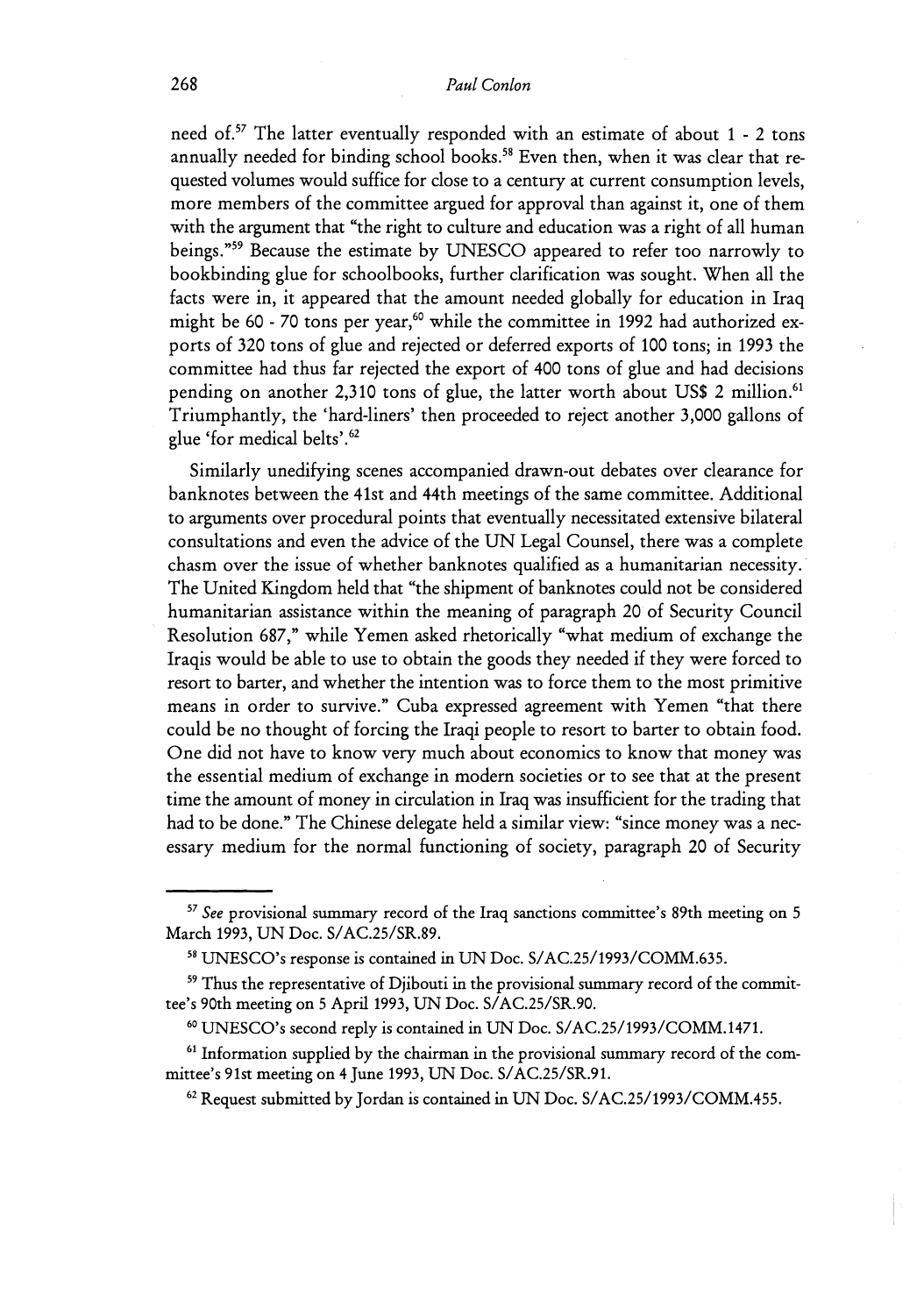need of.[57] The latter eventually responded with an estimate of about 1 - 2 tons annually needed for binding school books.[58] Even then, when it was clear that requested volumes would suffice for close to a century at current consumption levels, more members of the committee argued for approval than against it, one of them with the argument that "the right to culture and education was a right of all human beings."[59] Because the estimate by UNESCO appeared to refer too narrowly to bookbinding glue for schoolbooks, further clarification was sought. When all the facts were in, it appeared that the amount needed globally for education in Iraq might be 60 - 70 tons per year,[60] while the committee in 1992 had authorized exports of 320 tons of glue and rejected or deferred exports of 100 tons; in 1993 the committee had thus far rejected the export of 400 tons of glue and had decisions pending on another 2,310 tons of glue, the latter worth about US$ 2 million.[61] Triumphantly, the 'hard-liners' then proceeded to reject another 3,000 gallons of glue 'for medical belts'.[62]

Similarly unedifying scenes accompanied drawn-out debates over clearance for banknotes between the 41st and 44th meetings of the same committee. Additional to arguments over procedural points that eventually necessitated extensive bilateral consultations and even the advice of the UN Legal Counsel, there was a complete chasm over the issue of whether banknotes qualified as a humanitarian necessity. The United Kingdom held that "the shipment of banknotes could not be considered humanitarian assistance within the meaning of paragraph 20 of Security Council Resolution 687," while Yemen asked rhetorically "what medium of exchange the Iraqis would be able to use to obtain the goods they needed if they were forced to resort to barter, and whether the intention was to force them to the most primitive means in order to survive." Cuba expressed agreement with Yemen "that there could be no thought of forcing the Iraqi people to resort to barter to obtain food. One did not have to know very much about economics to know that money was the essential medium of exchange in modern societies or to see that at the present time the amount of money in circulation in Iraq was insufficient for the trading that had to be done." The Chinese delegate held a similar view: "since money was a necessary medium for the normal functioning of society, paragraph 20 of Security

---

[57] *See* provisional summary record of the Iraq sanctions committee's 89th meeting on 5 March 1993, UN Doc. S/AC.25/SR.89.

[58] UNESCO's response is contained in UN Doc. S/AC.25/1993/COMM.635.

[59] Thus the representative of Djibouti in the provisional summary record of the committee's 90th meeting on 5 April 1993, UN Doc. S/AC.25/SR.90.

[60] UNESCO's second reply is contained in UN Doc. S/AC.25/1993/COMM.1471.

[61] Information supplied by the chairman in the provisional summary record of the committee's 91st meeting on 4 June 1993, UN Doc. S/AC.25/SR.91.

[62] Request submitted by Jordan is contained in UN Doc. S/AC.25/1993/COMM.455.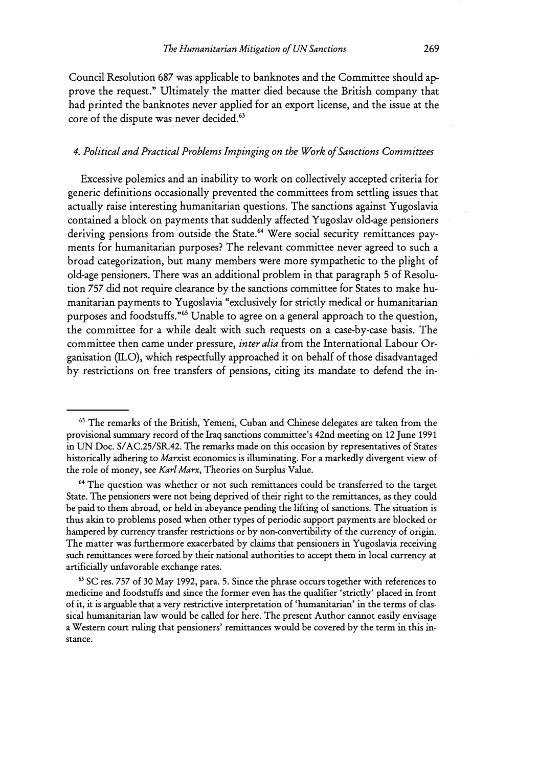Council Resolution 687 was applicable to banknotes and the Committee should approve the request." Ultimately the matter died because the British company that had printed the banknotes never applied for an export license, and the issue at the core of the dispute was never decided.[63]

#### *4. Political and Practical Problems Impinging on the Work of Sanctions Committees*

Excessive polemics and an inability to work on collectively accepted criteria for generic definitions occasionally prevented the committees from settling issues that actually raise interesting humanitarian questions. The sanctions against Yugoslavia contained a block on payments that suddenly affected Yugoslav old-age pensioners deriving pensions from outside the State.[64] Were social security remittances payments for humanitarian purposes? The relevant committee never agreed to such a broad categorization, but many members were more sympathetic to the plight of old-age pensioners. There was an additional problem in that paragraph 5 of Resolution 757 did not require clearance by the sanctions committee for States to make humanitarian payments to Yugoslavia "exclusively for strictly medical or humanitarian purposes and foodstuffs."[65] Unable to agree on a general approach to the question, the committee for a while dealt with such requests on a case-by-case basis. The committee then came under pressure, *inter alia* from the International Labour Organisation (ILO), which respectfully approached it on behalf of those disadvantaged by restrictions on free transfers of pensions, citing its mandate to defend the in-

---

[63] The remarks of the British, Yemeni, Cuban and Chinese delegates are taken from the provisional summary record of the Iraq sanctions committee's 42nd meeting on 12 June 1991 in UN Doc. S/AC.25/SR.42. The remarks made on this occasion by representatives of States historically adhering to *Marx*ist economics is illuminating. For a markedly divergent view of the role of money, see *Karl Marx*, Theories on Surplus Value.

[64] The question was whether or not such remittances could be transferred to the target State. The pensioners were not being deprived of their right to the remittances, as they could be paid to them abroad, or held in abeyance pending the lifting of sanctions. The situation is thus akin to problems posed when other types of periodic support payments are blocked or hampered by currency transfer restrictions or by non-convertibility of the currency of origin. The matter was furthermore exacerbated by claims that pensioners in Yugoslavia receiving such remittances were forced by their national authorities to accept them in local currency at artificially unfavorable exchange rates.

[65] SC res. 757 of 30 May 1992, para. 5. Since the phrase occurs together with references to medicine and foodstuffs and since the former even has the qualifier 'strictly' placed in front of it, it is arguable that a very restrictive interpretation of 'humanitarian' in the terms of classical humanitarian law would be called for here. The present Author cannot easily envisage a Western court ruling that pensioners' remittances would be covered by the term in this instance.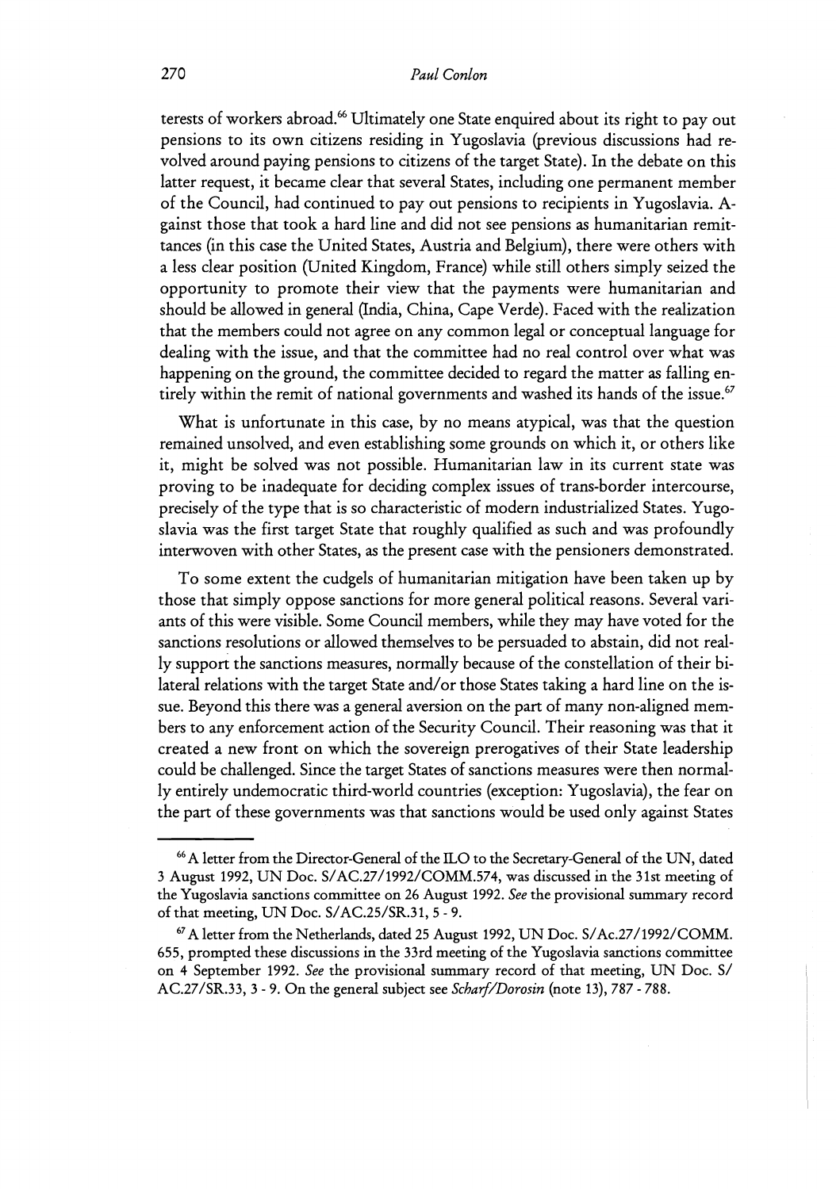terests of workers abroad.[66] Ultimately one State enquired about its right to pay out pensions to its own citizens residing in Yugoslavia (previous discussions had revolved around paying pensions to citizens of the target State). In the debate on this latter request, it became clear that several States, including one permanent member of the Council, had continued to pay out pensions to recipients in Yugoslavia. Against those that took a hard line and did not see pensions as humanitarian remittances (in this case the United States, Austria and Belgium), there were others with a less clear position (United Kingdom, France) while still others simply seized the opportunity to promote their view that the payments were humanitarian and should be allowed in general (India, China, Cape Verde). Faced with the realization that the members could not agree on any common legal or conceptual language for dealing with the issue, and that the committee had no real control over what was happening on the ground, the committee decided to regard the matter as falling entirely within the remit of national governments and washed its hands of the issue.[67]

What is unfortunate in this case, by no means atypical, was that the question remained unsolved, and even establishing some grounds on which it, or others like it, might be solved was not possible. Humanitarian law in its current state was proving to be inadequate for deciding complex issues of trans-border intercourse, precisely of the type that is so characteristic of modern industrialized States. Yugoslavia was the first target State that roughly qualified as such and was profoundly interwoven with other States, as the present case with the pensioners demonstrated.

To some extent the cudgels of humanitarian mitigation have been taken up by those that simply oppose sanctions for more general political reasons. Several variants of this were visible. Some Council members, while they may have voted for the sanctions resolutions or allowed themselves to be persuaded to abstain, did not really support the sanctions measures, normally because of the constellation of their bilateral relations with the target State and/or those States taking a hard line on the issue. Beyond this there was a general aversion on the part of many non-aligned members to any enforcement action of the Security Council. Their reasoning was that it created a new front on which the sovereign prerogatives of their State leadership could be challenged. Since the target States of sanctions measures were then normally entirely undemocratic third-world countries (exception: Yugoslavia), the fear on the part of these governments was that sanctions would be used only against States

---

[66] A letter from the Director-General of the ILO to the Secretary-General of the UN, dated 3 August 1992, UN Doc. S/AC.27/1992/COMM.574, was discussed in the 31st meeting of the Yugoslavia sanctions committee on 26 August 1992. *See* the provisional summary record of that meeting, UN Doc. S/AC.25/SR.31, 5 - 9.

[67] A letter from the Netherlands, dated 25 August 1992, UN Doc. S/Ac.27/1992/COMM. 655, prompted these discussions in the 33rd meeting of the Yugoslavia sanctions committee on 4 September 1992. *See* the provisional summary record of that meeting, UN Doc. S/ AC.27/SR.33, 3 - 9. On the general subject see *Scharf/Dorosin* (note 13), 787 - 788.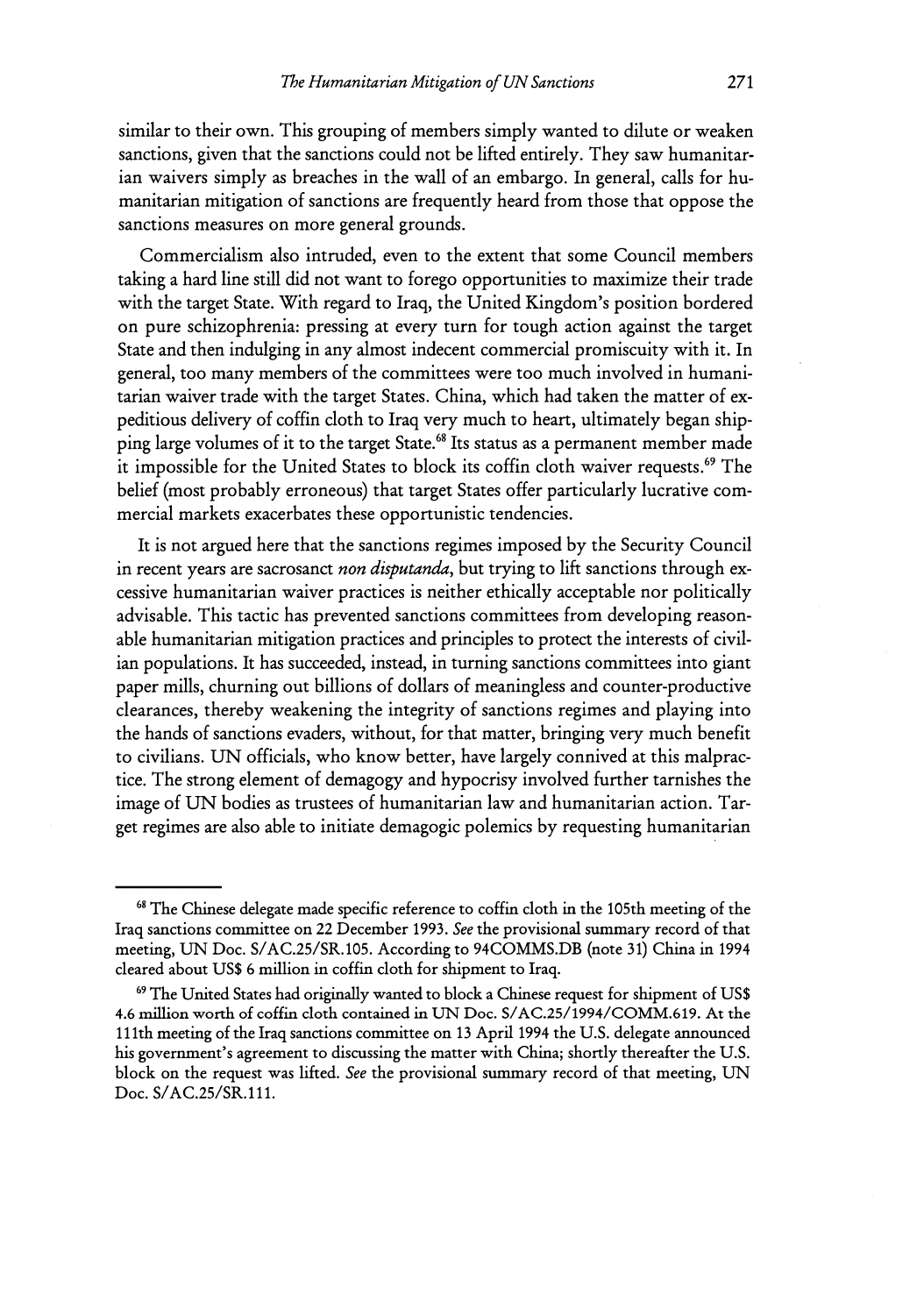similar to their own. This grouping of members simply wanted to dilute or weaken sanctions, given that the sanctions could not be lifted entirely. They saw humanitarian waivers simply as breaches in the wall of an embargo. In general, calls for humanitarian mitigation of sanctions are frequently heard from those that oppose the sanctions measures on more general grounds.

Commercialism also intruded, even to the extent that some Council members taking a hard line still did not want to forego opportunities to maximize their trade with the target State. With regard to Iraq, the United Kingdom's position bordered on pure schizophrenia: pressing at every turn for tough action against the target State and then indulging in any almost indecent commercial promiscuity with it. In general, too many members of the committees were too much involved in humanitarian waiver trade with the target States. China, which had taken the matter of expeditious delivery of coffin cloth to Iraq very much to heart, ultimately began shipping large volumes of it to the target State.[68] Its status as a permanent member made it impossible for the United States to block its coffin cloth waiver requests.[69] The belief (most probably erroneous) that target States offer particularly lucrative commercial markets exacerbates these opportunistic tendencies.

It is not argued here that the sanctions regimes imposed by the Security Council in recent years are sacrosanct *non disputanda*, but trying to lift sanctions through excessive humanitarian waiver practices is neither ethically acceptable nor politically advisable. This tactic has prevented sanctions committees from developing reasonable humanitarian mitigation practices and principles to protect the interests of civilian populations. It has succeeded, instead, in turning sanctions committees into giant paper mills, churning out billions of dollars of meaningless and counter-productive clearances, thereby weakening the integrity of sanctions regimes and playing into the hands of sanctions evaders, without, for that matter, bringing very much benefit to civilians. UN officials, who know better, have largely connived at this malpractice. The strong element of demagogy and hypocrisy involved further tarnishes the image of UN bodies as trustees of humanitarian law and humanitarian action. Target regimes are also able to initiate demagogic polemics by requesting humanitarian

---

[68] The Chinese delegate made specific reference to coffin cloth in the 105th meeting of the Iraq sanctions committee on 22 December 1993. *See* the provisional summary record of that meeting, UN Doc. S/AC.25/SR.105. According to 94COMMS.DB (note 31) China in 1994 cleared about US$ 6 million in coffin cloth for shipment to Iraq.

[69] The United States had originally wanted to block a Chinese request for shipment of US$ 4.6 million worth of coffin cloth contained in UN Doc. S/AC.25/1994/COMM.619. At the 111th meeting of the Iraq sanctions committee on 13 April 1994 the U.S. delegate announced his government's agreement to discussing the matter with China; shortly thereafter the U.S. block on the request was lifted. *See* the provisional summary record of that meeting, UN Doc. S/AC.25/SR.111.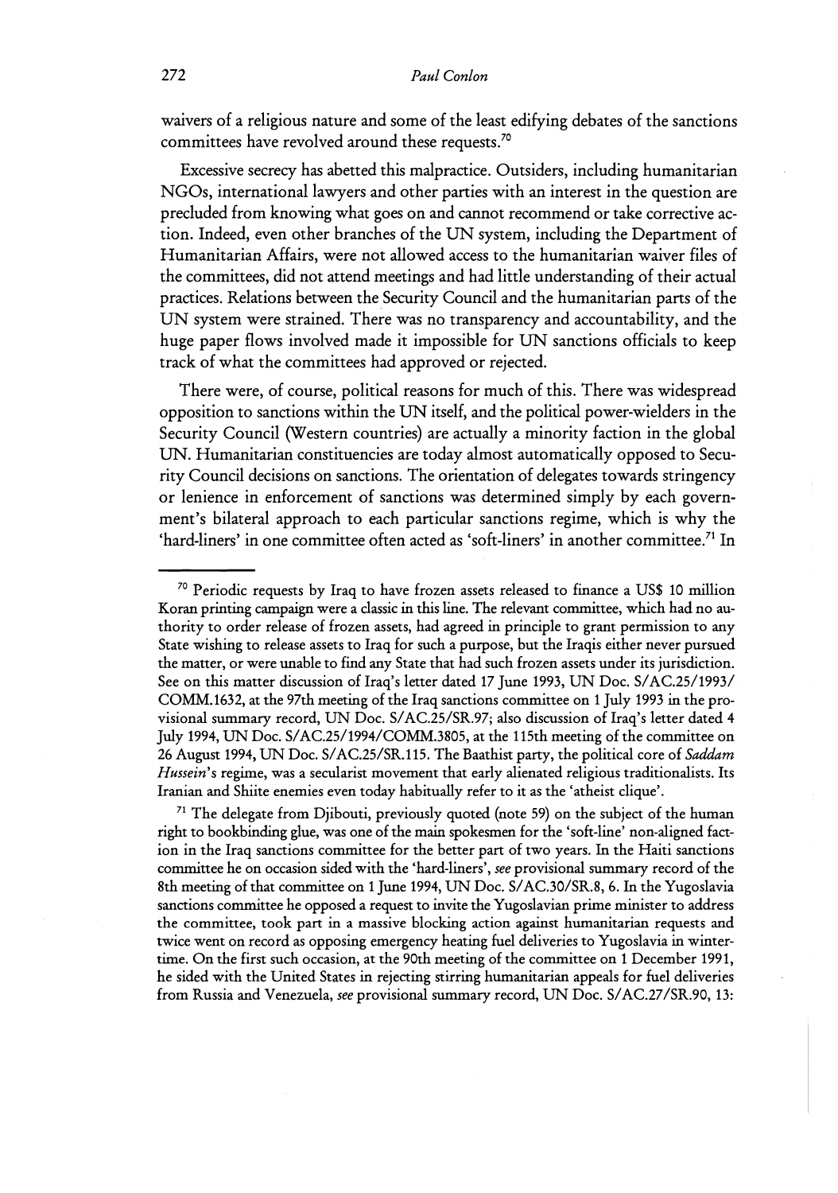waivers of a religious nature and some of the least edifying debates of the sanctions committees have revolved around these requests.[70]

Excessive secrecy has abetted this malpractice. Outsiders, including humanitarian NGOs, international lawyers and other parties with an interest in the question are precluded from knowing what goes on and cannot recommend or take corrective action. Indeed, even other branches of the UN system, including the Department of Humanitarian Affairs, were not allowed access to the humanitarian waiver files of the committees, did not attend meetings and had little understanding of their actual practices. Relations between the Security Council and the humanitarian parts of the UN system were strained. There was no transparency and accountability, and the huge paper flows involved made it impossible for UN sanctions officials to keep track of what the committees had approved or rejected.

There were, of course, political reasons for much of this. There was widespread opposition to sanctions within the UN itself, and the political power-wielders in the Security Council (Western countries) are actually a minority faction in the global UN. Humanitarian constituencies are today almost automatically opposed to Security Council decisions on sanctions. The orientation of delegates towards stringency or lenience in enforcement of sanctions was determined simply by each government's bilateral approach to each particular sanctions regime, which is why the 'hard-liners' in one committee often acted as 'soft-liners' in another committee.[71] In

---

[70] Periodic requests by Iraq to have frozen assets released to finance a US$ 10 million Koran printing campaign were a classic in this line. The relevant committee, which had no authority to order release of frozen assets, had agreed in principle to grant permission to any State wishing to release assets to Iraq for such a purpose, but the Iraqis either never pursued the matter, or were unable to find any State that had such frozen assets under its jurisdiction. See on this matter discussion of Iraq's letter dated 17 June 1993, UN Doc. S/AC.25/1993/COMM.1632, at the 97th meeting of the Iraq sanctions committee on 1 July 1993 in the provisional summary record, UN Doc. S/AC.25/SR.97; also discussion of Iraq's letter dated 4 July 1994, UN Doc. S/AC.25/1994/COMM.3805, at the 115th meeting of the committee on 26 August 1994, UN Doc. S/AC.25/SR.115. The Baathist party, the political core of *Saddam Hussein*'s regime, was a secularist movement that early alienated religious traditionalists. Its Iranian and Shiite enemies even today habitually refer to it as the 'atheist clique'.

[71] The delegate from Djibouti, previously quoted (note 59) on the subject of the human right to bookbinding glue, was one of the main spokesmen for the 'soft-line' non-aligned faction in the Iraq sanctions committee for the better part of two years. In the Haiti sanctions committee he on occasion sided with the 'hard-liners', *see* provisional summary record of the 8th meeting of that committee on 1 June 1994, UN Doc. S/AC.30/SR.8, 6. In the Yugoslavia sanctions committee he opposed a request to invite the Yugoslavian prime minister to address the committee, took part in a massive blocking action against humanitarian requests and twice went on record as opposing emergency heating fuel deliveries to Yugoslavia in wintertime. On the first such occasion, at the 90th meeting of the committee on 1 December 1991, he sided with the United States in rejecting stirring humanitarian appeals for fuel deliveries from Russia and Venezuela, *see* provisional summary record, UN Doc. S/AC.27/SR.90, 13: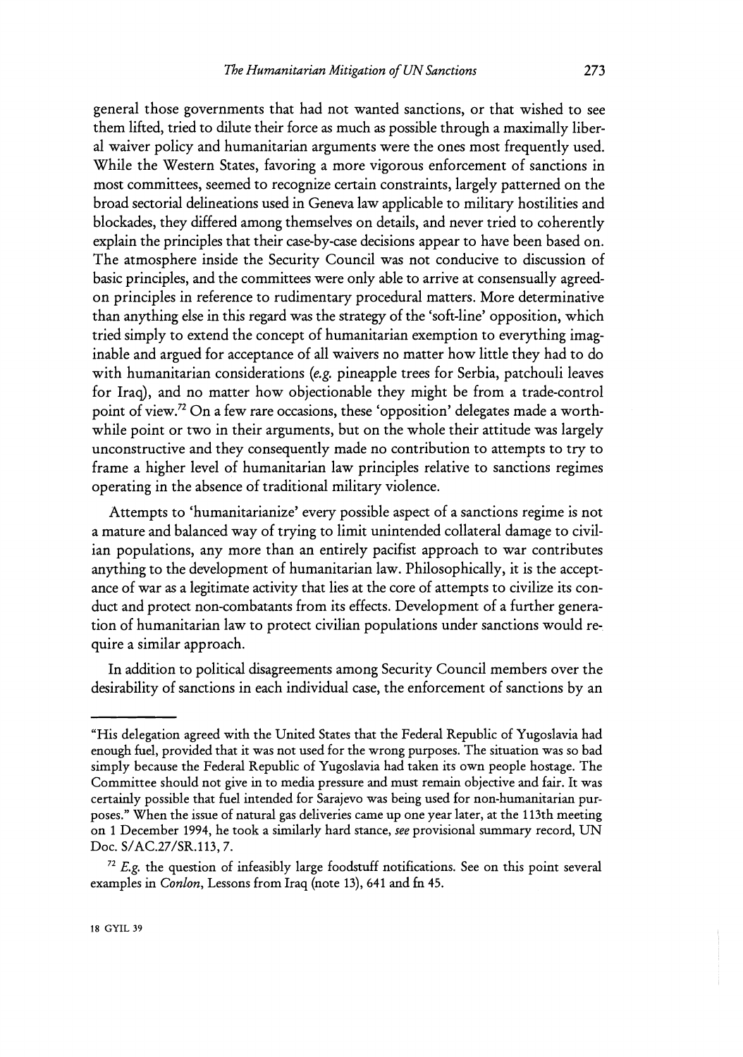general those governments that had not wanted sanctions, or that wished to see them lifted, tried to dilute their force as much as possible through a maximally liberal waiver policy and humanitarian arguments were the ones most frequently used. While the Western States, favoring a more vigorous enforcement of sanctions in most committees, seemed to recognize certain constraints, largely patterned on the broad sectorial delineations used in Geneva law applicable to military hostilities and blockades, they differed among themselves on details, and never tried to coherently explain the principles that their case-by-case decisions appear to have been based on. The atmosphere inside the Security Council was not conducive to discussion of basic principles, and the committees were only able to arrive at consensually agreed-on principles in reference to rudimentary procedural matters. More determinative than anything else in this regard was the strategy of the 'soft-line' opposition, which tried simply to extend the concept of humanitarian exemption to everything imaginable and argued for acceptance of all waivers no matter how little they had to do with humanitarian considerations (*e.g.* pineapple trees for Serbia, patchouli leaves for Iraq), and no matter how objectionable they might be from a trade-control point of view.[72] On a few rare occasions, these 'opposition' delegates made a worthwhile point or two in their arguments, but on the whole their attitude was largely unconstructive and they consequently made no contribution to attempts to try to frame a higher level of humanitarian law principles relative to sanctions regimes operating in the absence of traditional military violence.

Attempts to 'humanitarianize' every possible aspect of a sanctions regime is not a mature and balanced way of trying to limit unintended collateral damage to civilian populations, any more than an entirely pacifist approach to war contributes anything to the development of humanitarian law. Philosophically, it is the acceptance of war as a legitimate activity that lies at the core of attempts to civilize its conduct and protect non-combatants from its effects. Development of a further generation of humanitarian law to protect civilian populations under sanctions would require a similar approach.

In addition to political disagreements among Security Council members over the desirability of sanctions in each individual case, the enforcement of sanctions by an

---

"His delegation agreed with the United States that the Federal Republic of Yugoslavia had enough fuel, provided that it was not used for the wrong purposes. The situation was so bad simply because the Federal Republic of Yugoslavia had taken its own people hostage. The Committee should not give in to media pressure and must remain objective and fair. It was certainly possible that fuel intended for Sarajevo was being used for non-humanitarian purposes." When the issue of natural gas deliveries came up one year later, at the 113th meeting on 1 December 1994, he took a similarly hard stance, *see* provisional summary record, UN Doc. S/AC.27/SR.113, 7.

[72] *E.g.* the question of infeasibly large foodstuff notifications. See on this point several examples in *Conlon*, Lessons from Iraq (note 13), 641 and fn 45.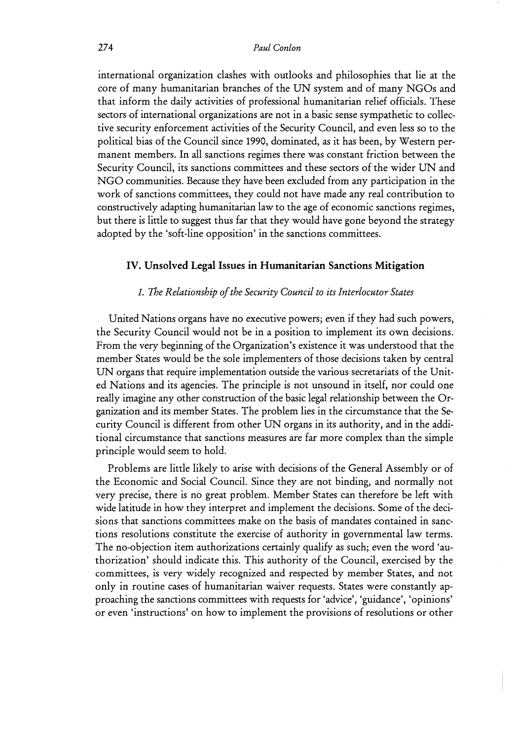international organization clashes with outlooks and philosophies that lie at the core of many humanitarian branches of the UN system and of many NGOs and that inform the daily activities of professional humanitarian relief officials. These sectors of international organizations are not in a basic sense sympathetic to collective security enforcement activities of the Security Council, and even less so to the political bias of the Council since 1990, dominated, as it has been, by Western permanent members. In all sanctions regimes there was constant friction between the Security Council, its sanctions committees and these sectors of the wider UN and NGO communities. Because they have been excluded from any participation in the work of sanctions committees, they could not have made any real contribution to constructively adapting humanitarian law to the age of economic sanctions regimes, but there is little to suggest thus far that they would have gone beyond the strategy adopted by the 'soft-line opposition' in the sanctions committees.

## IV. Unsolved Legal Issues in Humanitarian Sanctions Mitigation

### *1. The Relationship of the Security Council to its Interlocutor States*

United Nations organs have no executive powers; even if they had such powers, the Security Council would not be in a position to implement its own decisions. From the very beginning of the Organization's existence it was understood that the member States would be the sole implementers of those decisions taken by central UN organs that require implementation outside the various secretariats of the United Nations and its agencies. The principle is not unsound in itself, nor could one really imagine any other construction of the basic legal relationship between the Organization and its member States. The problem lies in the circumstance that the Security Council is different from other UN organs in its authority, and in the additional circumstance that sanctions measures are far more complex than the simple principle would seem to hold.

Problems are little likely to arise with decisions of the General Assembly or of the Economic and Social Council. Since they are not binding, and normally not very precise, there is no great problem. Member States can therefore be left with wide latitude in how they interpret and implement the decisions. Some of the decisions that sanctions committees make on the basis of mandates contained in sanctions resolutions constitute the exercise of authority in governmental law terms. The no-objection item authorizations certainly qualify as such; even the word 'authorization' should indicate this. This authority of the Council, exercised by the committees, is very widely recognized and respected by member States, and not only in routine cases of humanitarian waiver requests. States were constantly approaching the sanctions committees with requests for 'advice', 'guidance', 'opinions' or even 'instructions' on how to implement the provisions of resolutions or other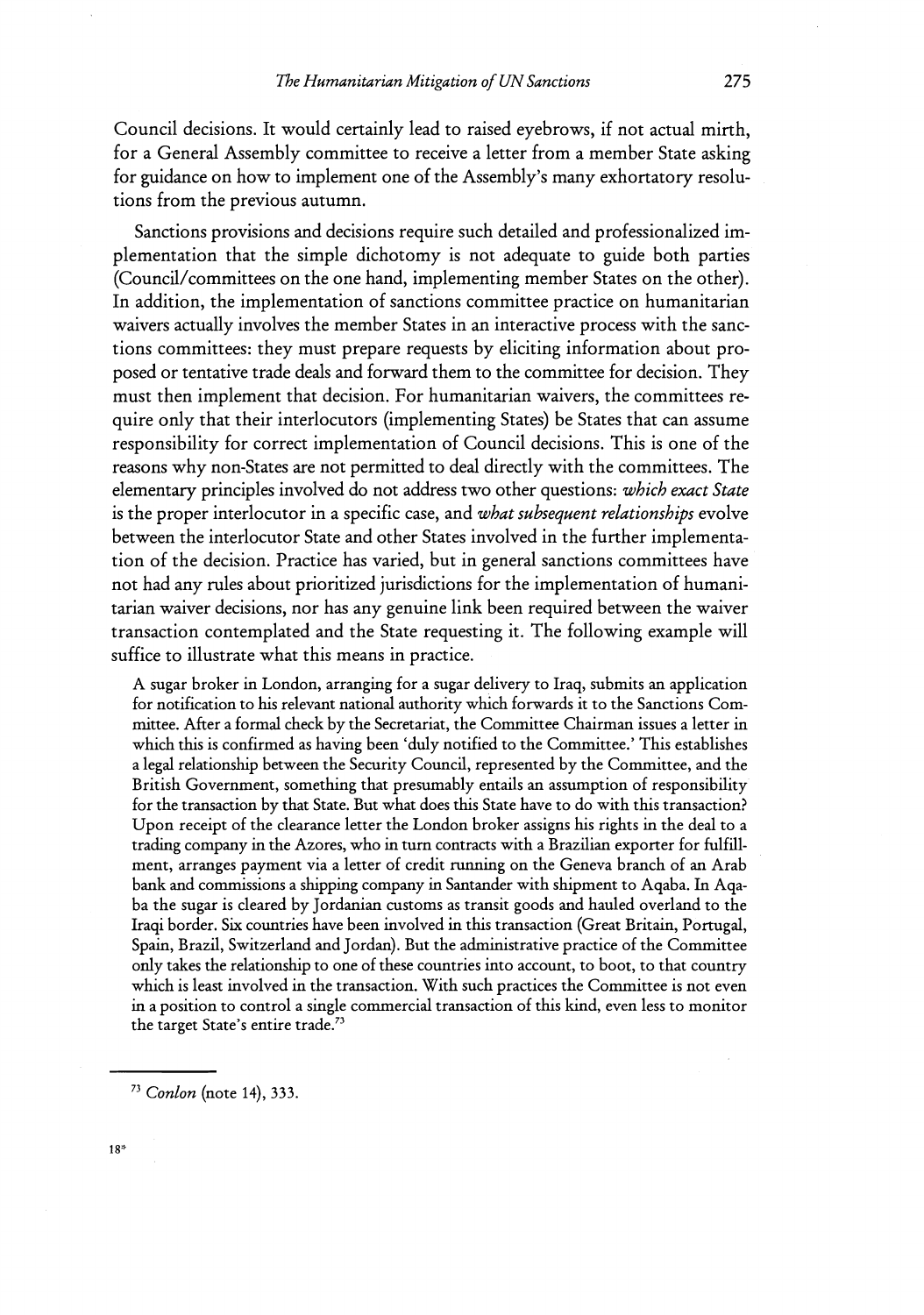Council decisions. It would certainly lead to raised eyebrows, if not actual mirth, for a General Assembly committee to receive a letter from a member State asking for guidance on how to implement one of the Assembly's many exhortatory resolutions from the previous autumn.

Sanctions provisions and decisions require such detailed and professionalized implementation that the simple dichotomy is not adequate to guide both parties (Council/committees on the one hand, implementing member States on the other). In addition, the implementation of sanctions committee practice on humanitarian waivers actually involves the member States in an interactive process with the sanctions committees: they must prepare requests by eliciting information about proposed or tentative trade deals and forward them to the committee for decision. They must then implement that decision. For humanitarian waivers, the committees require only that their interlocutors (implementing States) be States that can assume responsibility for correct implementation of Council decisions. This is one of the reasons why non-States are not permitted to deal directly with the committees. The elementary principles involved do not address two other questions: *which exact State* is the proper interlocutor in a specific case, and *what subsequent relationships* evolve between the interlocutor State and other States involved in the further implementation of the decision. Practice has varied, but in general sanctions committees have not had any rules about prioritized jurisdictions for the implementation of humanitarian waiver decisions, nor has any genuine link been required between the waiver transaction contemplated and the State requesting it. The following example will suffice to illustrate what this means in practice.

> A sugar broker in London, arranging for a sugar delivery to Iraq, submits an application for notification to his relevant national authority which forwards it to the Sanctions Committee. After a formal check by the Secretariat, the Committee Chairman issues a letter in which this is confirmed as having been 'duly notified to the Committee.' This establishes a legal relationship between the Security Council, represented by the Committee, and the British Government, something that presumably entails an assumption of responsibility for the transaction by that State. But what does this State have to do with this transaction? Upon receipt of the clearance letter the London broker assigns his rights in the deal to a trading company in the Azores, who in turn contracts with a Brazilian exporter for fulfillment, arranges payment via a letter of credit running on the Geneva branch of an Arab bank and commissions a shipping company in Santander with shipment to Aqaba. In Aqaba the sugar is cleared by Jordanian customs as transit goods and hauled overland to the Iraqi border. Six countries have been involved in this transaction (Great Britain, Portugal, Spain, Brazil, Switzerland and Jordan). But the administrative practice of the Committee only takes the relationship to one of these countries into account, to boot, to that country which is least involved in the transaction. With such practices the Committee is not even in a position to control a single commercial transaction of this kind, even less to monitor the target State's entire trade.[73]

[73] *Conlon* (note 14), 333.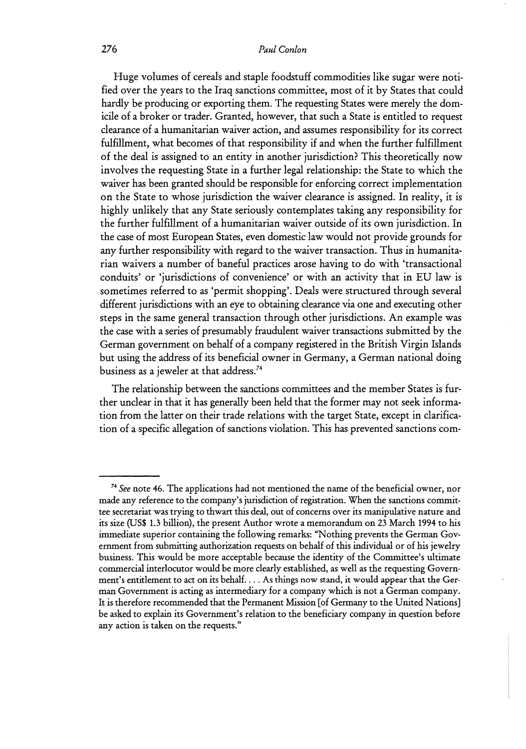Huge volumes of cereals and staple foodstuff commodities like sugar were notified over the years to the Iraq sanctions committee, most of it by States that could hardly be producing or exporting them. The requesting States were merely the domicile of a broker or trader. Granted, however, that such a State is entitled to request clearance of a humanitarian waiver action, and assumes responsibility for its correct fulfillment, what becomes of that responsibility if and when the further fulfillment of the deal is assigned to an entity in another jurisdiction? This theoretically now involves the requesting State in a further legal relationship: the State to which the waiver has been granted should be responsible for enforcing correct implementation on the State to whose jurisdiction the waiver clearance is assigned. In reality, it is highly unlikely that any State seriously contemplates taking any responsibility for the further fulfillment of a humanitarian waiver outside of its own jurisdiction. In the case of most European States, even domestic law would not provide grounds for any further responsibility with regard to the waiver transaction. Thus in humanitarian waivers a number of baneful practices arose having to do with 'transactional conduits' or 'jurisdictions of convenience' or with an activity that in EU law is sometimes referred to as 'permit shopping'. Deals were structured through several different jurisdictions with an eye to obtaining clearance via one and executing other steps in the same general transaction through other jurisdictions. An example was the case with a series of presumably fraudulent waiver transactions submitted by the German government on behalf of a company registered in the British Virgin Islands but using the address of its beneficial owner in Germany, a German national doing business as a jeweler at that address.[74]

The relationship between the sanctions committees and the member States is further unclear in that it has generally been held that the former may not seek information from the latter on their trade relations with the target State, except in clarification of a specific allegation of sanctions violation. This has prevented sanctions com-

---

[74] *See* note 46. The applications had not mentioned the name of the beneficial owner, nor made any reference to the company's jurisdiction of registration. When the sanctions committee secretariat was trying to thwart this deal, out of concerns over its manipulative nature and its size (US$ 1.3 billion), the present Author wrote a memorandum on 23 March 1994 to his immediate superior containing the following remarks: "Nothing prevents the German Government from submitting authorization requests on behalf of this individual or of his jewelry business. This would be more acceptable because the identity of the Committee's ultimate commercial interlocutor would be more clearly established, as well as the requesting Government's entitlement to act on its behalf. . . . As things now stand, it would appear that the German Government is acting as intermediary for a company which is not a German company. It is therefore recommended that the Permanent Mission [of Germany to the United Nations] be asked to explain its Government's relation to the beneficiary company in question before any action is taken on the requests."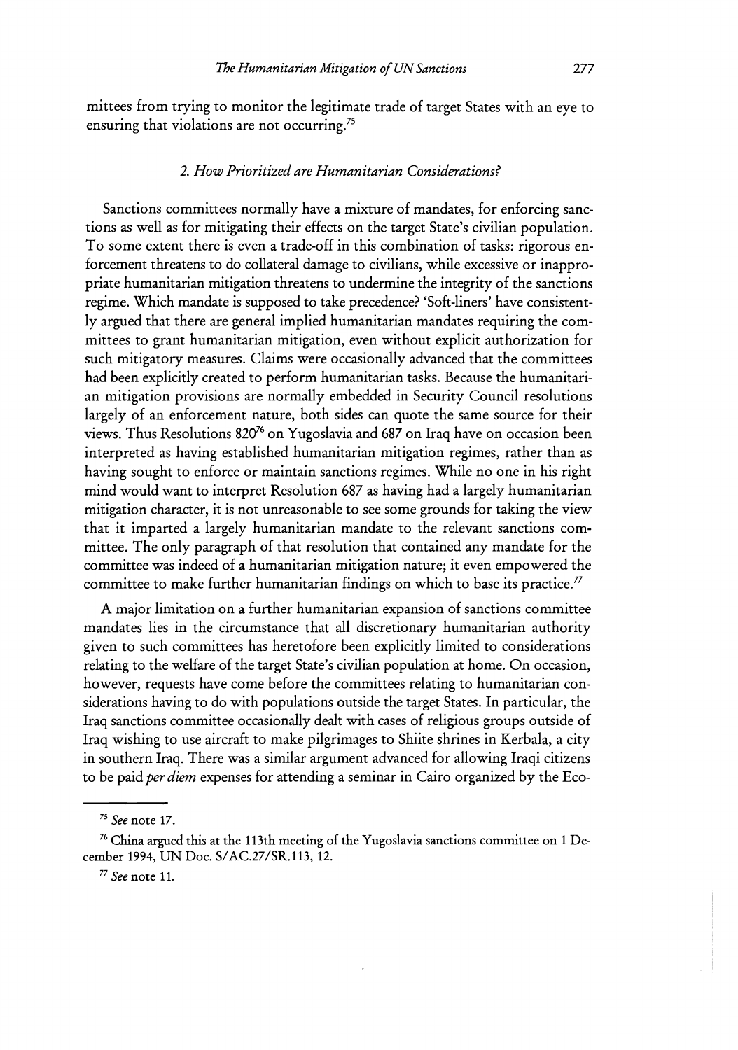mittees from trying to monitor the legitimate trade of target States with an eye to ensuring that violations are not occurring.[75]

### *2. How Prioritized are Humanitarian Considerations?*

Sanctions committees normally have a mixture of mandates, for enforcing sanctions as well as for mitigating their effects on the target State's civilian population. To some extent there is even a trade-off in this combination of tasks: rigorous enforcement threatens to do collateral damage to civilians, while excessive or inappropriate humanitarian mitigation threatens to undermine the integrity of the sanctions regime. Which mandate is supposed to take precedence? 'Soft-liners' have consistently argued that there are general implied humanitarian mandates requiring the committees to grant humanitarian mitigation, even without explicit authorization for such mitigatory measures. Claims were occasionally advanced that the committees had been explicitly created to perform humanitarian tasks. Because the humanitarian mitigation provisions are normally embedded in Security Council resolutions largely of an enforcement nature, both sides can quote the same source for their views. Thus Resolutions 820[76] on Yugoslavia and 687 on Iraq have on occasion been interpreted as having established humanitarian mitigation regimes, rather than as having sought to enforce or maintain sanctions regimes. While no one in his right mind would want to interpret Resolution 687 as having had a largely humanitarian mitigation character, it is not unreasonable to see some grounds for taking the view that it imparted a largely humanitarian mandate to the relevant sanctions committee. The only paragraph of that resolution that contained any mandate for the committee was indeed of a humanitarian mitigation nature; it even empowered the committee to make further humanitarian findings on which to base its practice.[77]

A major limitation on a further humanitarian expansion of sanctions committee mandates lies in the circumstance that all discretionary humanitarian authority given to such committees has heretofore been explicitly limited to considerations relating to the welfare of the target State's civilian population at home. On occasion, however, requests have come before the committees relating to humanitarian considerations having to do with populations outside the target States. In particular, the Iraq sanctions committee occasionally dealt with cases of religious groups outside of Iraq wishing to use aircraft to make pilgrimages to Shiite shrines in Kerbala, a city in southern Iraq. There was a similar argument advanced for allowing Iraqi citizens to be paid *per diem* expenses for attending a seminar in Cairo organized by the Eco-

---

[75] *See* note 17.

[76] China argued this at the 113th meeting of the Yugoslavia sanctions committee on 1 December 1994, UN Doc. S/AC.27/SR.113, 12.

[77] *See* note 11.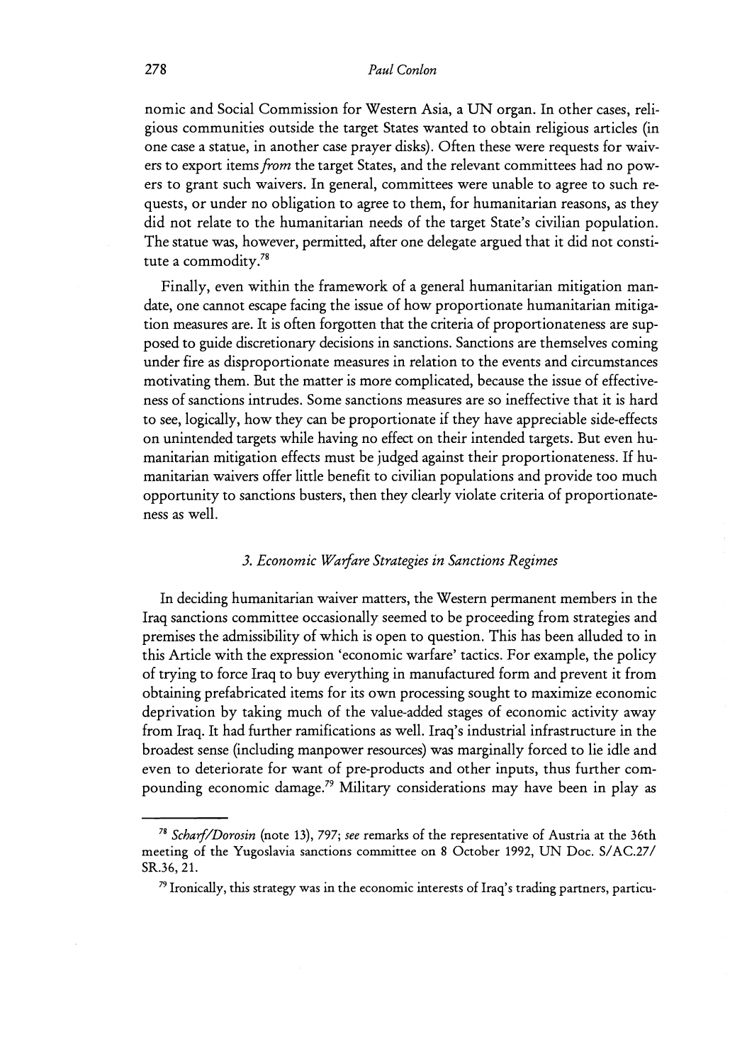nomic and Social Commission for Western Asia, a UN organ. In other cases, religious communities outside the target States wanted to obtain religious articles (in one case a statue, in another case prayer disks). Often these were requests for waivers to export items *from* the target States, and the relevant committees had no powers to grant such waivers. In general, committees were unable to agree to such requests, or under no obligation to agree to them, for humanitarian reasons, as they did not relate to the humanitarian needs of the target State's civilian population. The statue was, however, permitted, after one delegate argued that it did not constitute a commodity.[78]

Finally, even within the framework of a general humanitarian mitigation mandate, one cannot escape facing the issue of how proportionate humanitarian mitigation measures are. It is often forgotten that the criteria of proportionateness are supposed to guide discretionary decisions in sanctions. Sanctions are themselves coming under fire as disproportionate measures in relation to the events and circumstances motivating them. But the matter is more complicated, because the issue of effectiveness of sanctions intrudes. Some sanctions measures are so ineffective that it is hard to see, logically, how they can be proportionate if they have appreciable side-effects on unintended targets while having no effect on their intended targets. But even humanitarian mitigation effects must be judged against their proportionateness. If humanitarian waivers offer little benefit to civilian populations and provide too much opportunity to sanctions busters, then they clearly violate criteria of proportionateness as well.

### 3. *Economic Warfare Strategies in Sanctions Regimes*

In deciding humanitarian waiver matters, the Western permanent members in the Iraq sanctions committee occasionally seemed to be proceeding from strategies and premises the admissibility of which is open to question. This has been alluded to in this Article with the expression 'economic warfare' tactics. For example, the policy of trying to force Iraq to buy everything in manufactured form and prevent it from obtaining prefabricated items for its own processing sought to maximize economic deprivation by taking much of the value-added stages of economic activity away from Iraq. It had further ramifications as well. Iraq's industrial infrastructure in the broadest sense (including manpower resources) was marginally forced to lie idle and even to deteriorate for want of pre-products and other inputs, thus further compounding economic damage.[79] Military considerations may have been in play as

---

[78] *Scharf/Dorosin* (note 13), 797; *see* remarks of the representative of Austria at the 36th meeting of the Yugoslavia sanctions committee on 8 October 1992, UN Doc. S/AC.27/SR.36, 21.

[79] Ironically, this strategy was in the economic interests of Iraq's trading partners, particu-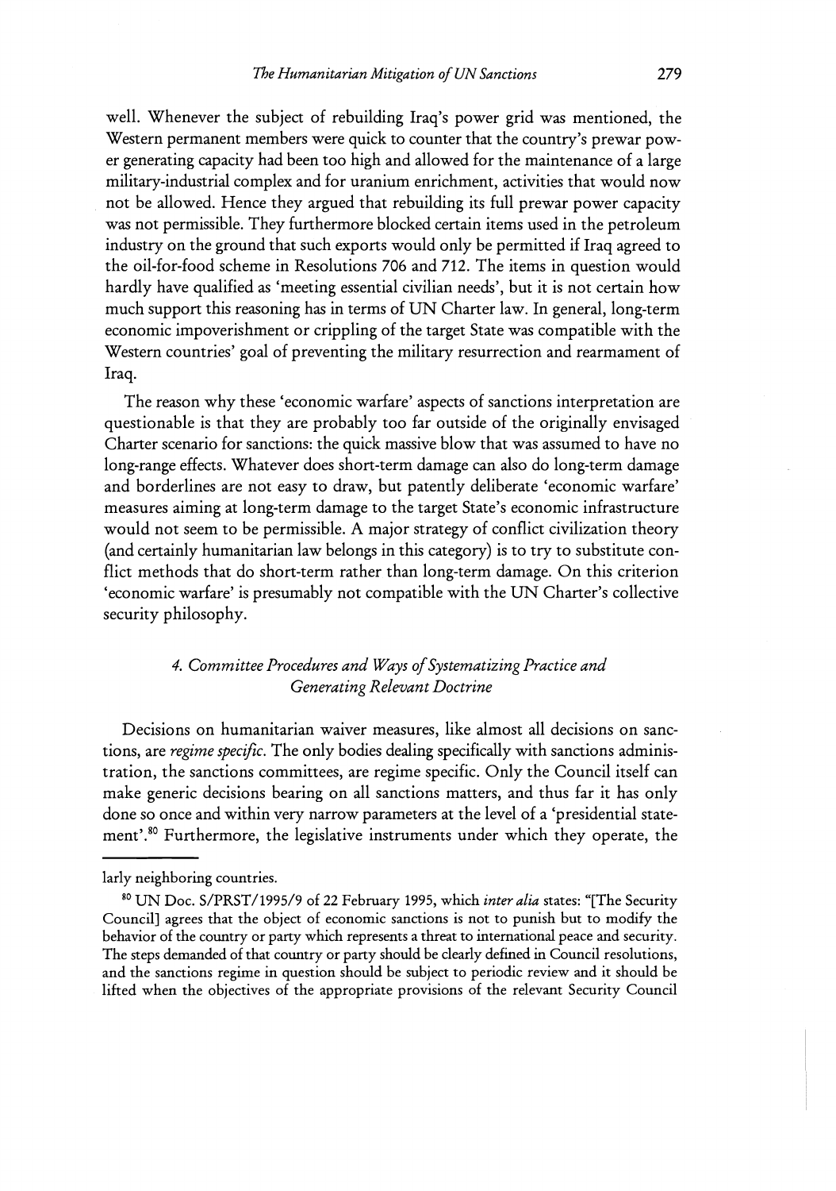well. Whenever the subject of rebuilding Iraq's power grid was mentioned, the Western permanent members were quick to counter that the country's prewar power generating capacity had been too high and allowed for the maintenance of a large military-industrial complex and for uranium enrichment, activities that would now not be allowed. Hence they argued that rebuilding its full prewar power capacity was not permissible. They furthermore blocked certain items used in the petroleum industry on the ground that such exports would only be permitted if Iraq agreed to the oil-for-food scheme in Resolutions 706 and 712. The items in question would hardly have qualified as 'meeting essential civilian needs', but it is not certain how much support this reasoning has in terms of UN Charter law. In general, long-term economic impoverishment or crippling of the target State was compatible with the Western countries' goal of preventing the military resurrection and rearmament of Iraq.

The reason why these 'economic warfare' aspects of sanctions interpretation are questionable is that they are probably too far outside of the originally envisaged Charter scenario for sanctions: the quick massive blow that was assumed to have no long-range effects. Whatever does short-term damage can also do long-term damage and borderlines are not easy to draw, but patently deliberate 'economic warfare' measures aiming at long-term damage to the target State's economic infrastructure would not seem to be permissible. A major strategy of conflict civilization theory (and certainly humanitarian law belongs in this category) is to try to substitute conflict methods that do short-term rather than long-term damage. On this criterion 'economic warfare' is presumably not compatible with the UN Charter's collective security philosophy.

### *4. Committee Procedures and Ways of Systematizing Practice and Generating Relevant Doctrine*

Decisions on humanitarian waiver measures, like almost all decisions on sanctions, are *regime specific*. The only bodies dealing specifically with sanctions administration, the sanctions committees, are regime specific. Only the Council itself can make generic decisions bearing on all sanctions matters, and thus far it has only done so once and within very narrow parameters at the level of a 'presidential statement'.[80] Furthermore, the legislative instruments under which they operate, the

---

larly neighboring countries.

[80] UN Doc. S/PRST/1995/9 of 22 February 1995, which *inter alia* states: "[The Security Council] agrees that the object of economic sanctions is not to punish but to modify the behavior of the country or party which represents a threat to international peace and security. The steps demanded of that country or party should be clearly defined in Council resolutions, and the sanctions regime in question should be subject to periodic review and it should be lifted when the objectives of the appropriate provisions of the relevant Security Council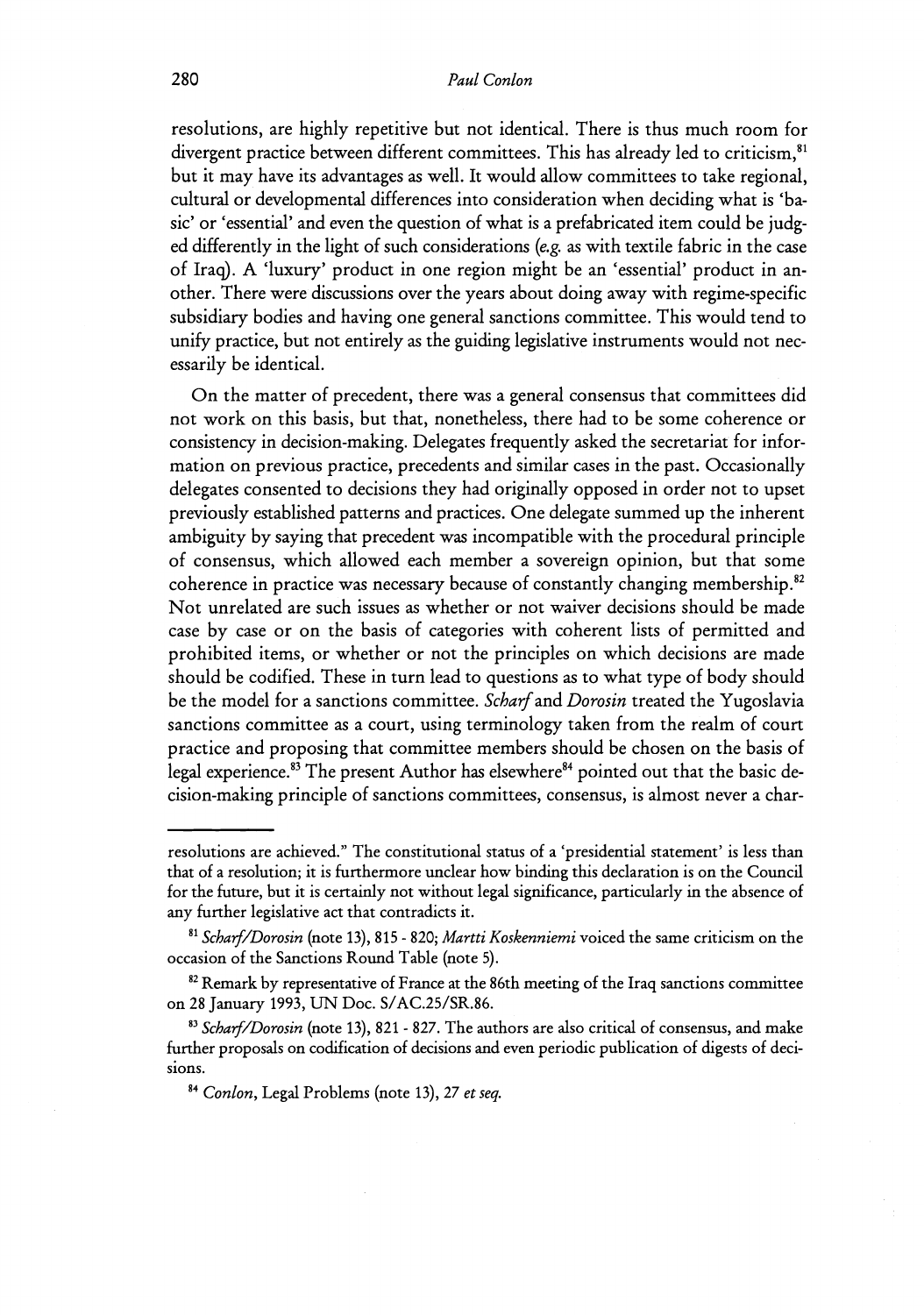resolutions, are highly repetitive but not identical. There is thus much room for divergent practice between different committees. This has already led to criticism,[81] but it may have its advantages as well. It would allow committees to take regional, cultural or developmental differences into consideration when deciding what is 'basic' or 'essential' and even the question of what is a prefabricated item could be judged differently in the light of such considerations (*e.g.* as with textile fabric in the case of Iraq). A 'luxury' product in one region might be an 'essential' product in another. There were discussions over the years about doing away with regime-specific subsidiary bodies and having one general sanctions committee. This would tend to unify practice, but not entirely as the guiding legislative instruments would not necessarily be identical.

On the matter of precedent, there was a general consensus that committees did not work on this basis, but that, nonetheless, there had to be some coherence or consistency in decision-making. Delegates frequently asked the secretariat for information on previous practice, precedents and similar cases in the past. Occasionally delegates consented to decisions they had originally opposed in order not to upset previously established patterns and practices. One delegate summed up the inherent ambiguity by saying that precedent was incompatible with the procedural principle of consensus, which allowed each member a sovereign opinion, but that some coherence in practice was necessary because of constantly changing membership.[82] Not unrelated are such issues as whether or not waiver decisions should be made case by case or on the basis of categories with coherent lists of permitted and prohibited items, or whether or not the principles on which decisions are made should be codified. These in turn lead to questions as to what type of body should be the model for a sanctions committee. *Scharf* and *Dorosin* treated the Yugoslavia sanctions committee as a court, using terminology taken from the realm of court practice and proposing that committee members should be chosen on the basis of legal experience.[83] The present Author has elsewhere[84] pointed out that the basic decision-making principle of sanctions committees, consensus, is almost never a char-

---

resolutions are achieved." The constitutional status of a 'presidential statement' is less than that of a resolution; it is furthermore unclear how binding this declaration is on the Council for the future, but it is certainly not without legal significance, particularly in the absence of any further legislative act that contradicts it.

[81] *Scharf/Dorosin* (note 13), 815 - 820; *Martti Koskenniemi* voiced the same criticism on the occasion of the Sanctions Round Table (note 5).

[82] Remark by representative of France at the 86th meeting of the Iraq sanctions committee on 28 January 1993, UN Doc. S/AC.25/SR.86.

[83] *Scharf/Dorosin* (note 13), 821 - 827. The authors are also critical of consensus, and make further proposals on codification of decisions and even periodic publication of digests of decisions.

[84] *Conlon*, Legal Problems (note 13), 27 *et seq.*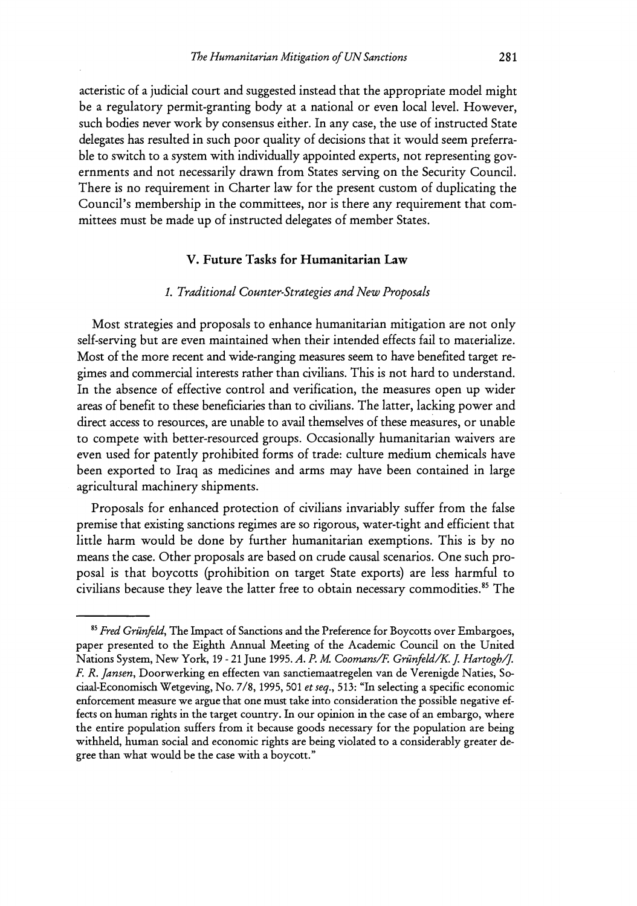acteristic of a judicial court and suggested instead that the appropriate model might be a regulatory permit-granting body at a national or even local level. However, such bodies never work by consensus either. In any case, the use of instructed State delegates has resulted in such poor quality of decisions that it would seem preferrable to switch to a system with individually appointed experts, not representing governments and not necessarily drawn from States serving on the Security Council. There is no requirement in Charter law for the present custom of duplicating the Council's membership in the committees, nor is there any requirement that committees must be made up of instructed delegates of member States.

## V. Future Tasks for Humanitarian Law

### *1. Traditional Counter-Strategies and New Proposals*

Most strategies and proposals to enhance humanitarian mitigation are not only self-serving but are even maintained when their intended effects fail to materialize. Most of the more recent and wide-ranging measures seem to have benefited target regimes and commercial interests rather than civilians. This is not hard to understand. In the absence of effective control and verification, the measures open up wider areas of benefit to these beneficiaries than to civilians. The latter, lacking power and direct access to resources, are unable to avail themselves of these measures, or unable to compete with better-resourced groups. Occasionally humanitarian waivers are even used for patently prohibited forms of trade: culture medium chemicals have been exported to Iraq as medicines and arms may have been contained in large agricultural machinery shipments.

Proposals for enhanced protection of civilians invariably suffer from the false premise that existing sanctions regimes are so rigorous, water-tight and efficient that little harm would be done by further humanitarian exemptions. This is by no means the case. Other proposals are based on crude causal scenarios. One such proposal is that boycotts (prohibition on target State exports) are less harmful to civilians because they leave the latter free to obtain necessary commodities.[85] The

---

[85] *Fred Grünfeld*, The Impact of Sanctions and the Preference for Boycotts over Embargoes, paper presented to the Eighth Annual Meeting of the Academic Council on the United Nations System, New York, 19 - 21 June 1995. *A. P. M. Coomans/F. Grünfeld/K. J. Hartogh/J. F. R. Jansen*, Doorwerking en effecten van sanctiemaatregelen van de Verenigde Naties, Sociaal-Economisch Wetgeving, No. 7/8, 1995, 501 *et seq.*, 513: "In selecting a specific economic enforcement measure we argue that one must take into consideration the possible negative effects on human rights in the target country. In our opinion in the case of an embargo, where the entire population suffers from it because goods necessary for the population are being withheld, human social and economic rights are being violated to a considerably greater degree than what would be the case with a boycott."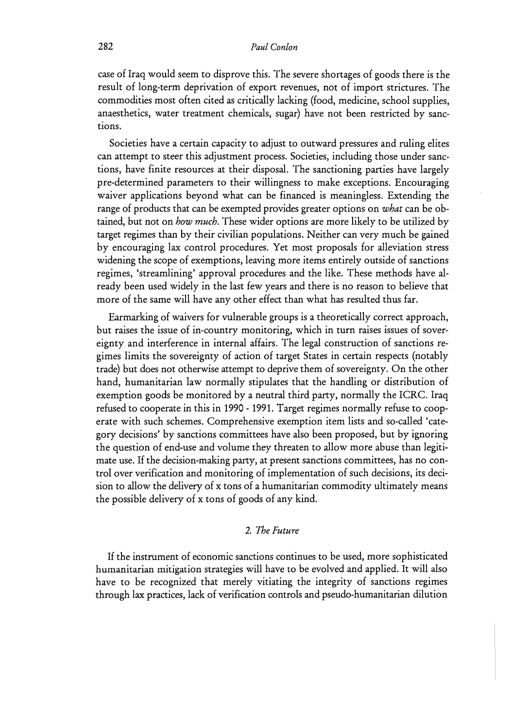case of Iraq would seem to disprove this. The severe shortages of goods there is the result of long-term deprivation of export revenues, not of import strictures. The commodities most often cited as critically lacking (food, medicine, school supplies, anaesthetics, water treatment chemicals, sugar) have not been restricted by sanctions.

Societies have a certain capacity to adjust to outward pressures and ruling elites can attempt to steer this adjustment process. Societies, including those under sanctions, have finite resources at their disposal. The sanctioning parties have largely pre-determined parameters to their willingness to make exceptions. Encouraging waiver applications beyond what can be financed is meaningless. Extending the range of products that can be exempted provides greater options on *what* can be obtained, but not on *how much*. These wider options are more likely to be utilized by target regimes than by their civilian populations. Neither can very much be gained by encouraging lax control procedures. Yet most proposals for alleviation stress widening the scope of exemptions, leaving more items entirely outside of sanctions regimes, 'streamlining' approval procedures and the like. These methods have already been used widely in the last few years and there is no reason to believe that more of the same will have any other effect than what has resulted thus far.

Earmarking of waivers for vulnerable groups is a theoretically correct approach, but raises the issue of in-country monitoring, which in turn raises issues of sovereignty and interference in internal affairs. The legal construction of sanctions regimes limits the sovereignty of action of target States in certain respects (notably trade) but does not otherwise attempt to deprive them of sovereignty. On the other hand, humanitarian law normally stipulates that the handling or distribution of exemption goods be monitored by a neutral third party, normally the ICRC. Iraq refused to cooperate in this in 1990 - 1991. Target regimes normally refuse to cooperate with such schemes. Comprehensive exemption item lists and so-called 'category decisions' by sanctions committees have also been proposed, but by ignoring the question of end-use and volume they threaten to allow more abuse than legitimate use. If the decision-making party, at present sanctions committees, has no control over verification and monitoring of implementation of such decisions, its decision to allow the delivery of x tons of a humanitarian commodity ultimately means the possible delivery of x tons of goods of any kind.

## 2. *The Future*

If the instrument of economic sanctions continues to be used, more sophisticated humanitarian mitigation strategies will have to be evolved and applied. It will also have to be recognized that merely vitiating the integrity of sanctions regimes through lax practices, lack of verification controls and pseudo-humanitarian dilution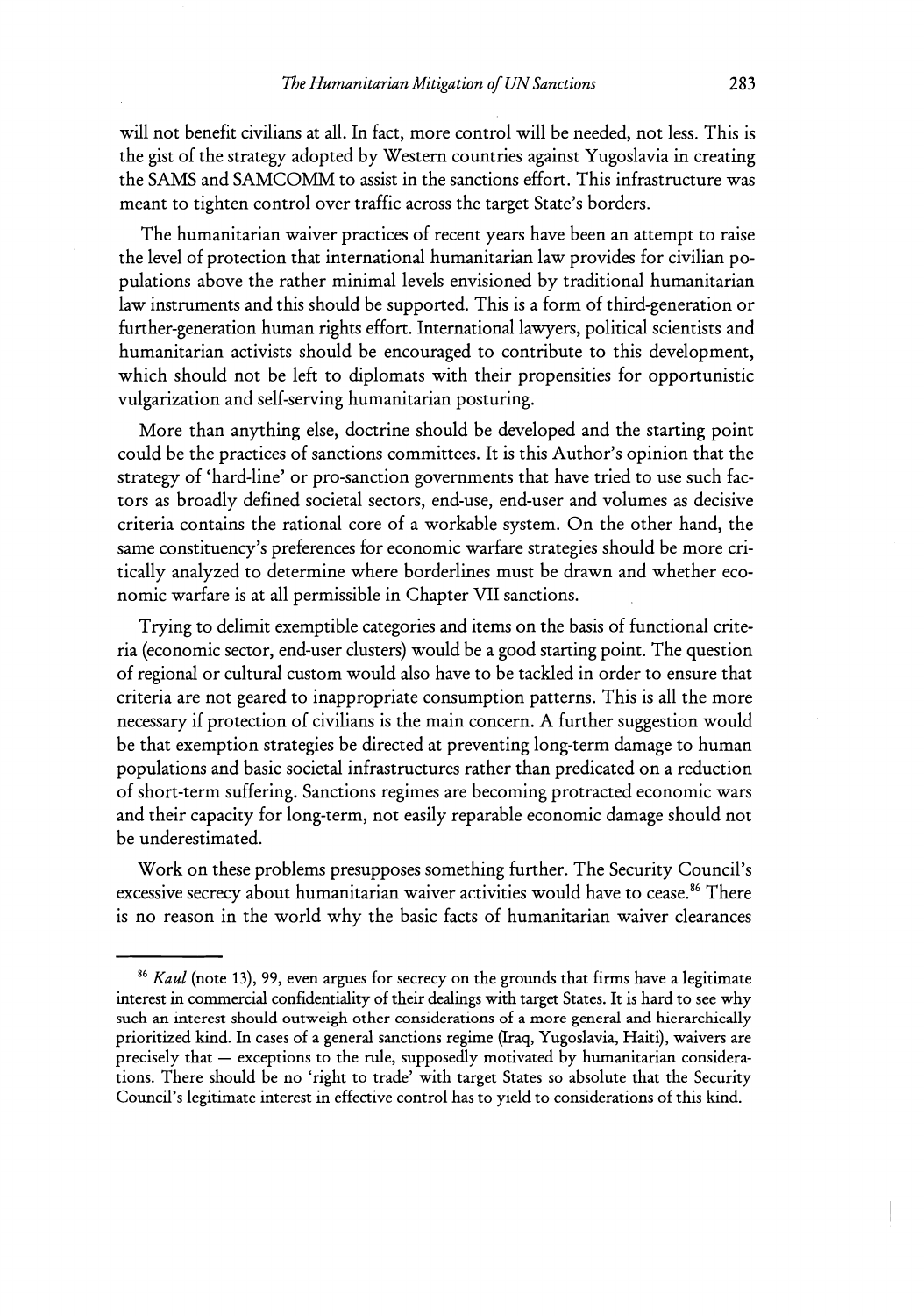will not benefit civilians at all. In fact, more control will be needed, not less. This is the gist of the strategy adopted by Western countries against Yugoslavia in creating the SAMS and SAMCOMM to assist in the sanctions effort. This infrastructure was meant to tighten control over traffic across the target State's borders.

The humanitarian waiver practices of recent years have been an attempt to raise the level of protection that international humanitarian law provides for civilian populations above the rather minimal levels envisioned by traditional humanitarian law instruments and this should be supported. This is a form of third-generation or further-generation human rights effort. International lawyers, political scientists and humanitarian activists should be encouraged to contribute to this development, which should not be left to diplomats with their propensities for opportunistic vulgarization and self-serving humanitarian posturing.

More than anything else, doctrine should be developed and the starting point could be the practices of sanctions committees. It is this Author's opinion that the strategy of 'hard-line' or pro-sanction governments that have tried to use such factors as broadly defined societal sectors, end-use, end-user and volumes as decisive criteria contains the rational core of a workable system. On the other hand, the same constituency's preferences for economic warfare strategies should be more critically analyzed to determine where borderlines must be drawn and whether economic warfare is at all permissible in Chapter VII sanctions.

Trying to delimit exemptible categories and items on the basis of functional criteria (economic sector, end-user clusters) would be a good starting point. The question of regional or cultural custom would also have to be tackled in order to ensure that criteria are not geared to inappropriate consumption patterns. This is all the more necessary if protection of civilians is the main concern. A further suggestion would be that exemption strategies be directed at preventing long-term damage to human populations and basic societal infrastructures rather than predicated on a reduction of short-term suffering. Sanctions regimes are becoming protracted economic wars and their capacity for long-term, not easily reparable economic damage should not be underestimated.

Work on these problems presupposes something further. The Security Council's excessive secrecy about humanitarian waiver activities would have to cease.[86] There is no reason in the world why the basic facts of humanitarian waiver clearances

---

[86] *Kaul* (note 13), 99, even argues for secrecy on the grounds that firms have a legitimate interest in commercial confidentiality of their dealings with target States. It is hard to see why such an interest should outweigh other considerations of a more general and hierarchically prioritized kind. In cases of a general sanctions regime (Iraq, Yugoslavia, Haiti), waivers are precisely that — exceptions to the rule, supposedly motivated by humanitarian considerations. There should be no 'right to trade' with target States so absolute that the Security Council's legitimate interest in effective control has to yield to considerations of this kind.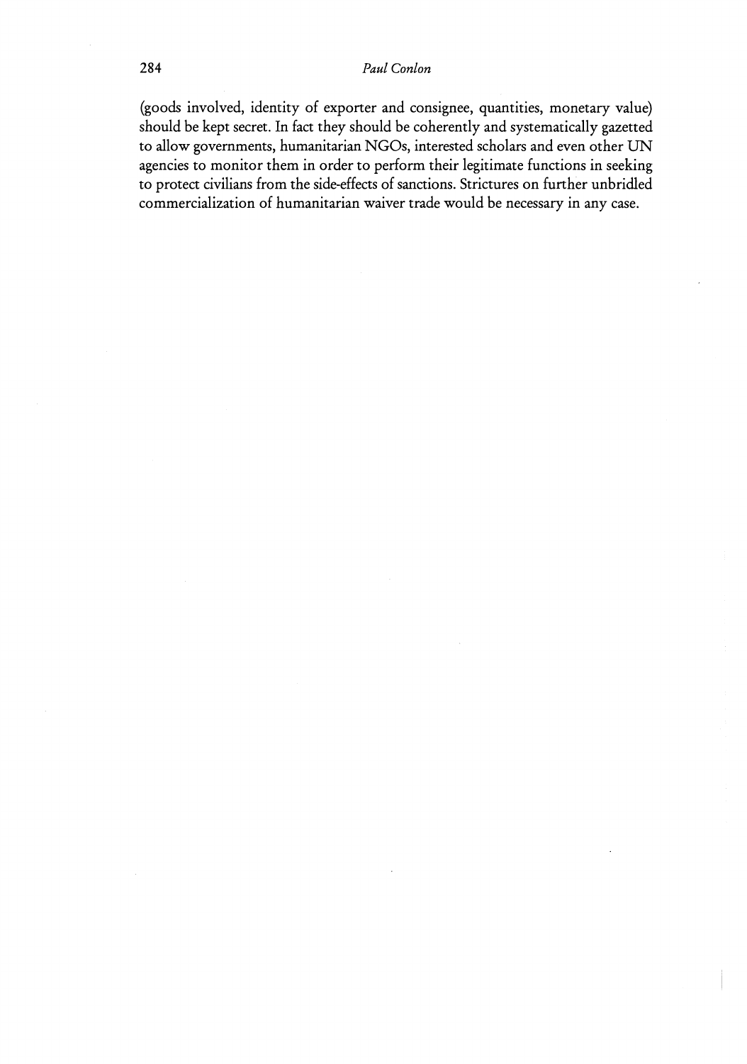(goods involved, identity of exporter and consignee, quantities, monetary value) should be kept secret. In fact they should be coherently and systematically gazetted to allow governments, humanitarian NGOs, interested scholars and even other UN agencies to monitor them in order to perform their legitimate functions in seeking to protect civilians from the side-effects of sanctions. Strictures on further unbridled commercialization of humanitarian waiver trade would be necessary in any case.